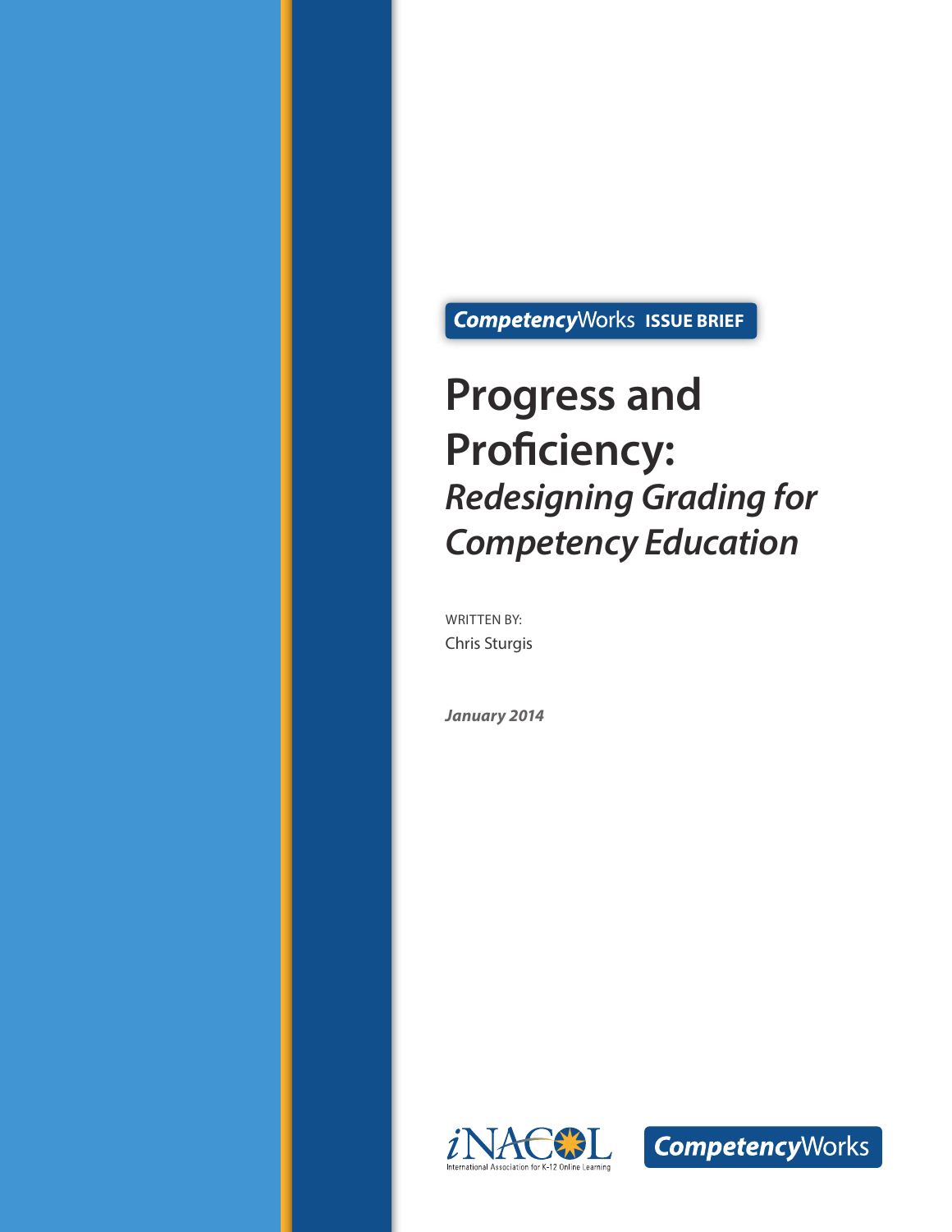**CompetencyWorks ISSUE BRIEF**

# Progress and Proficiency:

## *Redesigning Grading for Competency Education*

WRITTEN BY:
Chris Sturgis

***January 2014***

iNACOL
International Association for K-12 Online Learning

CompetencyWorks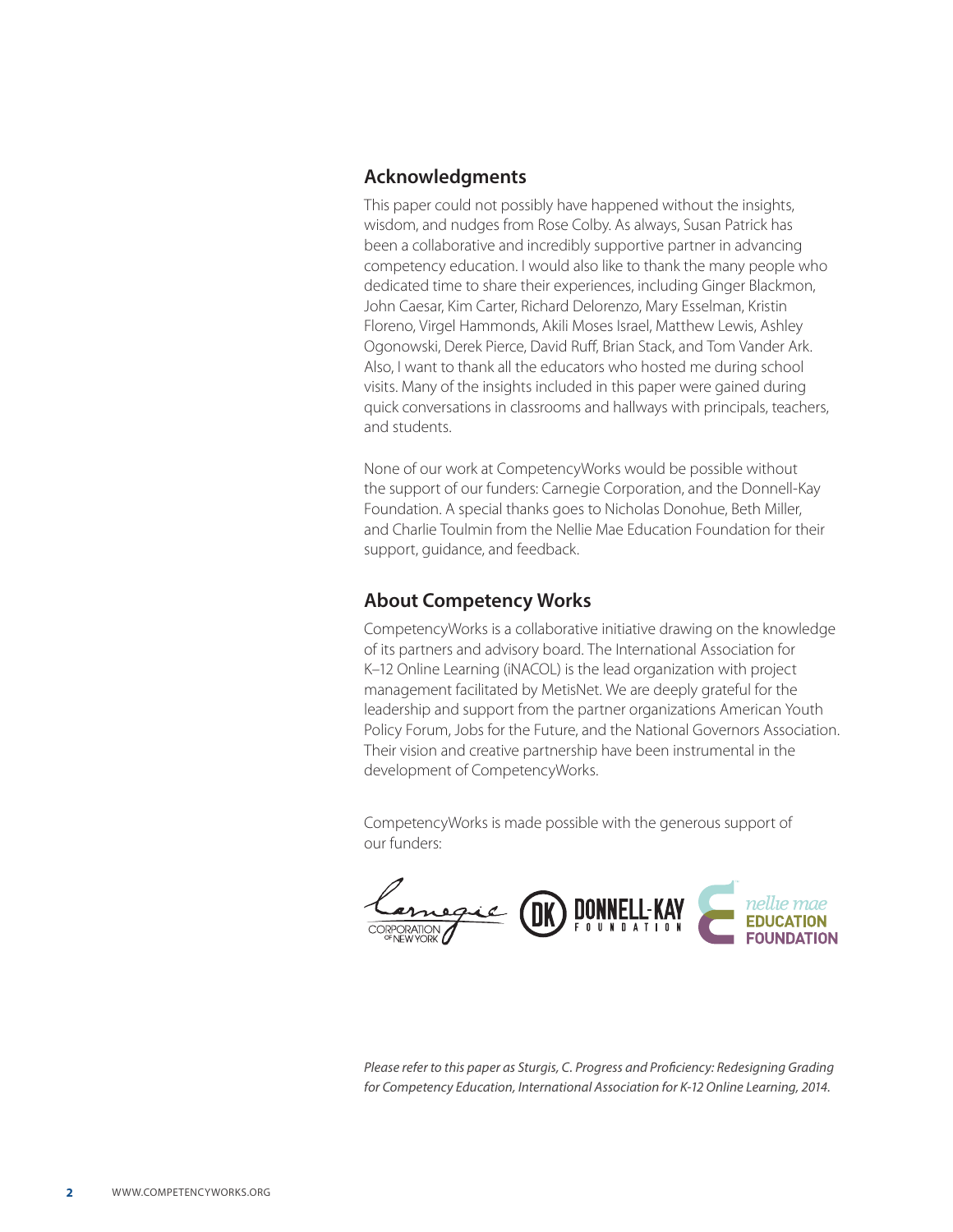## Acknowledgments

This paper could not possibly have happened without the insights, wisdom, and nudges from Rose Colby. As always, Susan Patrick has been a collaborative and incredibly supportive partner in advancing competency education. I would also like to thank the many people who dedicated time to share their experiences, including Ginger Blackmon, John Caesar, Kim Carter, Richard Delorenzo, Mary Esselman, Kristin Floreno, Virgel Hammonds, Akili Moses Israel, Matthew Lewis, Ashley Ogonowski, Derek Pierce, David Ruff, Brian Stack, and Tom Vander Ark. Also, I want to thank all the educators who hosted me during school visits. Many of the insights included in this paper were gained during quick conversations in classrooms and hallways with principals, teachers, and students.

None of our work at CompetencyWorks would be possible without the support of our funders: Carnegie Corporation, and the Donnell-Kay Foundation. A special thanks goes to Nicholas Donohue, Beth Miller, and Charlie Toulmin from the Nellie Mae Education Foundation for their support, guidance, and feedback.

## About Competency Works

CompetencyWorks is a collaborative initiative drawing on the knowledge of its partners and advisory board. The International Association for K–12 Online Learning (iNACOL) is the lead organization with project management facilitated by MetisNet. We are deeply grateful for the leadership and support from the partner organizations American Youth Policy Forum, Jobs for the Future, and the National Governors Association. Their vision and creative partnership have been instrumental in the development of CompetencyWorks.

CompetencyWorks is made possible with the generous support of our funders:

Carnegie Corporation of New York — Donnell-Kay Foundation — Nellie Mae Education Foundation

*Please refer to this paper as Sturgis, C. Progress and Proficiency: Redesigning Grading for Competency Education, International Association for K-12 Online Learning, 2014.*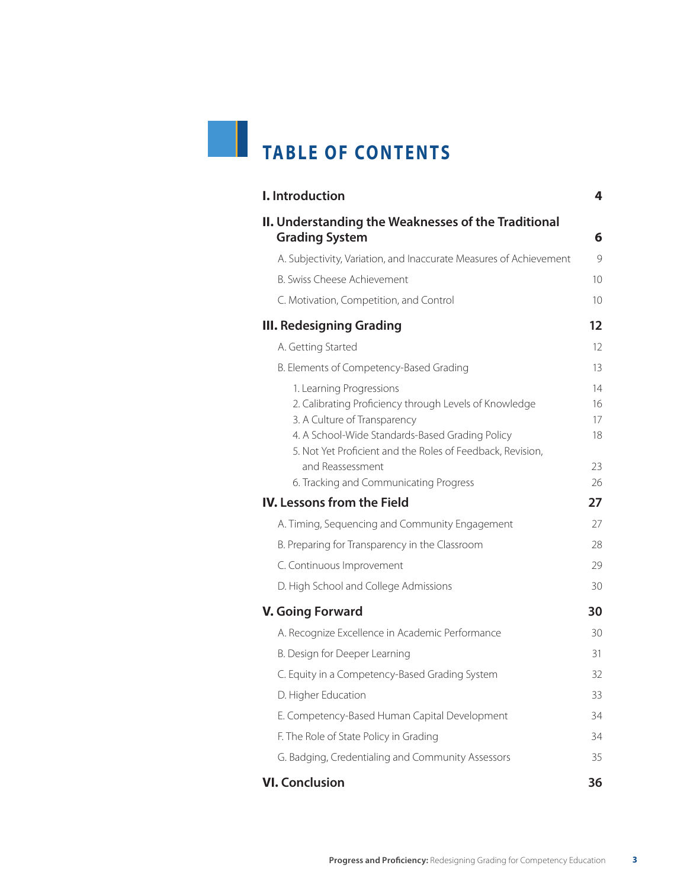# TABLE OF CONTENTS

**I. Introduction** **4**

**II. Understanding the Weaknesses of the Traditional Grading System** **6**

- A. Subjectivity, Variation, and Inaccurate Measures of Achievement 9
- B. Swiss Cheese Achievement 10
- C. Motivation, Competition, and Control 10

**III. Redesigning Grading** **12**

- A. Getting Started 12
- B. Elements of Competency-Based Grading 13
    1. Learning Progressions 14
    2. Calibrating Proficiency through Levels of Knowledge 16
    3. A Culture of Transparency 17
    4. A School-Wide Standards-Based Grading Policy 18
    5. Not Yet Proficient and the Roles of Feedback, Revision, and Reassessment 23
    6. Tracking and Communicating Progress 26

**IV. Lessons from the Field** **27**

- A. Timing, Sequencing and Community Engagement 27
- B. Preparing for Transparency in the Classroom 28
- C. Continuous Improvement 29
- D. High School and College Admissions 30

**V. Going Forward** **30**

- A. Recognize Excellence in Academic Performance 30
- B. Design for Deeper Learning 31
- C. Equity in a Competency-Based Grading System 32
- D. Higher Education 33
- E. Competency-Based Human Capital Development 34
- F. The Role of State Policy in Grading 34
- G. Badging, Credentialing and Community Assessors 35

**VI. Conclusion** **36**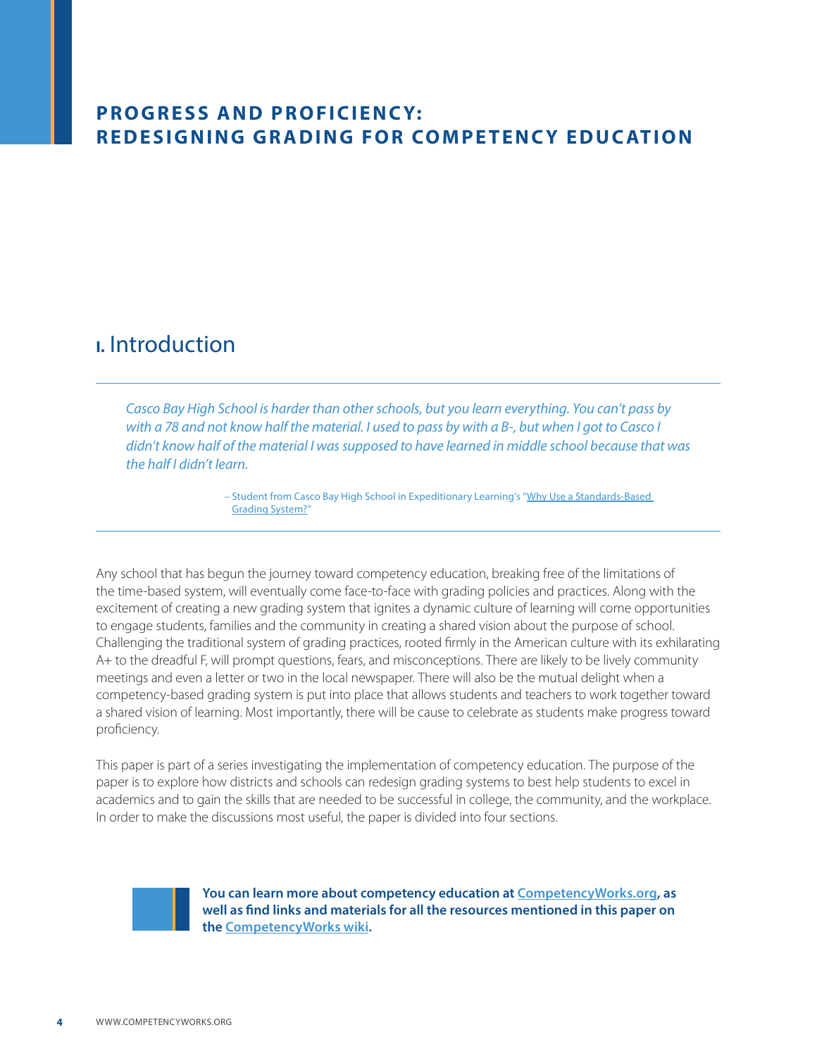# PROGRESS AND PROFICIENCY: REDESIGNING GRADING FOR COMPETENCY EDUCATION

## I. Introduction

*Casco Bay High School is harder than other schools, but you learn everything. You can't pass by with a 78 and not know half the material. I used to pass by with a B-, but when I got to Casco I didn't know half of the material I was supposed to have learned in middle school because that was the half I didn't learn.*

– Student from Casco Bay High School in Expeditionary Learning's "Why Use a Standards-Based Grading System?"

Any school that has begun the journey toward competency education, breaking free of the limitations of the time-based system, will eventually come face-to-face with grading policies and practices. Along with the excitement of creating a new grading system that ignites a dynamic culture of learning will come opportunities to engage students, families and the community in creating a shared vision about the purpose of school. Challenging the traditional system of grading practices, rooted firmly in the American culture with its exhilarating A+ to the dreadful F, will prompt questions, fears, and misconceptions. There are likely to be lively community meetings and even a letter or two in the local newspaper. There will also be the mutual delight when a competency-based grading system is put into place that allows students and teachers to work together toward a shared vision of learning. Most importantly, there will be cause to celebrate as students make progress toward proficiency.

This paper is part of a series investigating the implementation of competency education. The purpose of the paper is to explore how districts and schools can redesign grading systems to best help students to excel in academics and to gain the skills that are needed to be successful in college, the community, and the workplace. In order to make the discussions most useful, the paper is divided into four sections.

**You can learn more about competency education at CompetencyWorks.org, as well as find links and materials for all the resources mentioned in this paper on the CompetencyWorks wiki.**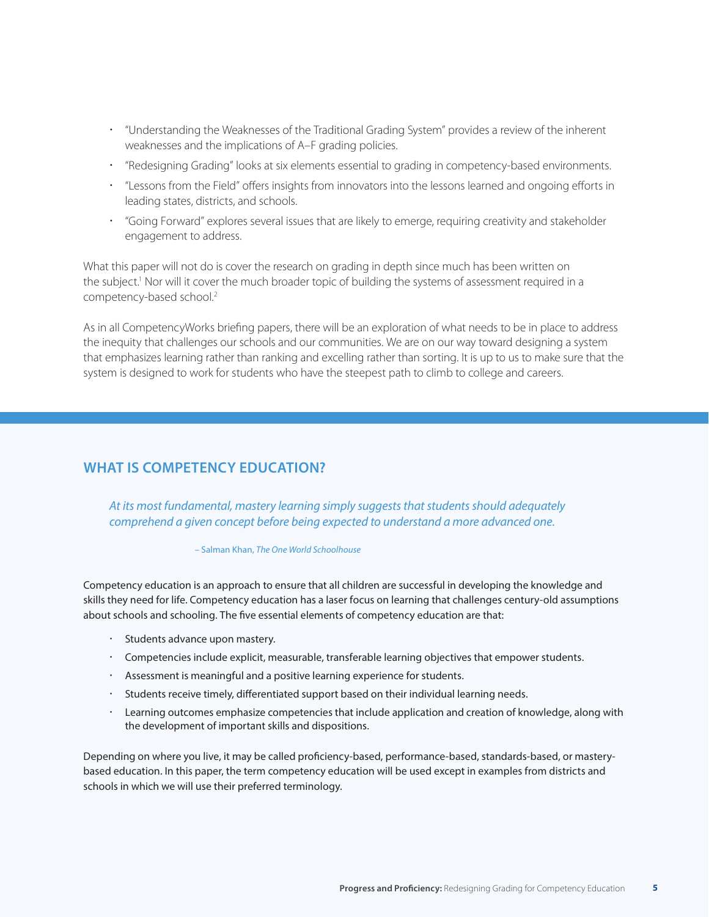- "Understanding the Weaknesses of the Traditional Grading System" provides a review of the inherent weaknesses and the implications of A–F grading policies.
- "Redesigning Grading" looks at six elements essential to grading in competency-based environments.
- "Lessons from the Field" offers insights from innovators into the lessons learned and ongoing efforts in leading states, districts, and schools.
- "Going Forward" explores several issues that are likely to emerge, requiring creativity and stakeholder engagement to address.

What this paper will not do is cover the research on grading in depth since much has been written on the subject.[1] Nor will it cover the much broader topic of building the systems of assessment required in a competency-based school.[2]

As in all CompetencyWorks briefing papers, there will be an exploration of what needs to be in place to address the inequity that challenges our schools and our communities. We are on our way toward designing a system that emphasizes learning rather than ranking and excelling rather than sorting. It is up to us to make sure that the system is designed to work for students who have the steepest path to climb to college and careers.

## WHAT IS COMPETENCY EDUCATION?

> *At its most fundamental, mastery learning simply suggests that students should adequately comprehend a given concept before being expected to understand a more advanced one.*
>
> – Salman Khan, *The One World Schoolhouse*

Competency education is an approach to ensure that all children are successful in developing the knowledge and skills they need for life. Competency education has a laser focus on learning that challenges century-old assumptions about schools and schooling. The five essential elements of competency education are that:

- Students advance upon mastery.
- Competencies include explicit, measurable, transferable learning objectives that empower students.
- Assessment is meaningful and a positive learning experience for students.
- Students receive timely, differentiated support based on their individual learning needs.
- Learning outcomes emphasize competencies that include application and creation of knowledge, along with the development of important skills and dispositions.

Depending on where you live, it may be called proficiency-based, performance-based, standards-based, or mastery-based education. In this paper, the term competency education will be used except in examples from districts and schools in which we will use their preferred terminology.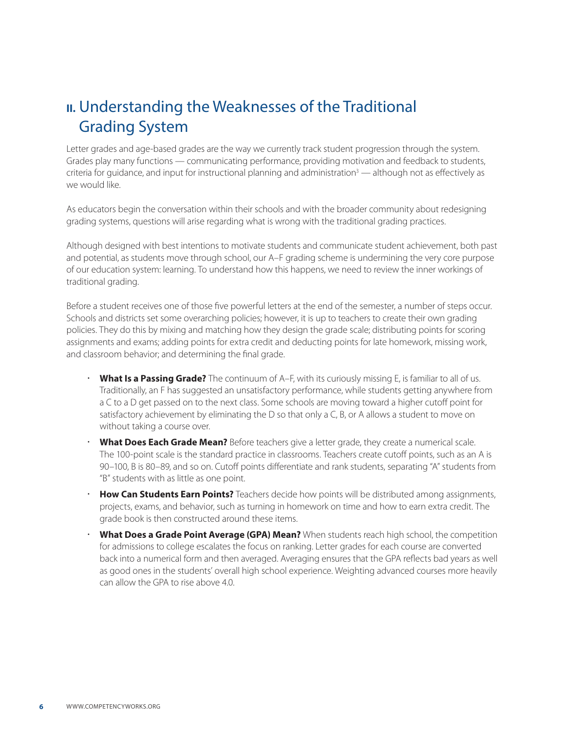## II. Understanding the Weaknesses of the Traditional Grading System

Letter grades and age-based grades are the way we currently track student progression through the system. Grades play many functions — communicating performance, providing motivation and feedback to students, criteria for guidance, and input for instructional planning and administration[3] — although not as effectively as we would like.

As educators begin the conversation within their schools and with the broader community about redesigning grading systems, questions will arise regarding what is wrong with the traditional grading practices.

Although designed with best intentions to motivate students and communicate student achievement, both past and potential, as students move through school, our A–F grading scheme is undermining the very core purpose of our education system: learning. To understand how this happens, we need to review the inner workings of traditional grading.

Before a student receives one of those five powerful letters at the end of the semester, a number of steps occur. Schools and districts set some overarching policies; however, it is up to teachers to create their own grading policies. They do this by mixing and matching how they design the grade scale; distributing points for scoring assignments and exams; adding points for extra credit and deducting points for late homework, missing work, and classroom behavior; and determining the final grade.

- **What Is a Passing Grade?** The continuum of A–F, with its curiously missing E, is familiar to all of us. Traditionally, an F has suggested an unsatisfactory performance, while students getting anywhere from a C to a D get passed on to the next class. Some schools are moving toward a higher cutoff point for satisfactory achievement by eliminating the D so that only a C, B, or A allows a student to move on without taking a course over.
- **What Does Each Grade Mean?** Before teachers give a letter grade, they create a numerical scale. The 100-point scale is the standard practice in classrooms. Teachers create cutoff points, such as an A is 90–100, B is 80–89, and so on. Cutoff points differentiate and rank students, separating "A" students from "B" students with as little as one point.
- **How Can Students Earn Points?** Teachers decide how points will be distributed among assignments, projects, exams, and behavior, such as turning in homework on time and how to earn extra credit. The grade book is then constructed around these items.
- **What Does a Grade Point Average (GPA) Mean?** When students reach high school, the competition for admissions to college escalates the focus on ranking. Letter grades for each course are converted back into a numerical form and then averaged. Averaging ensures that the GPA reflects bad years as well as good ones in the students' overall high school experience. Weighting advanced courses more heavily can allow the GPA to rise above 4.0.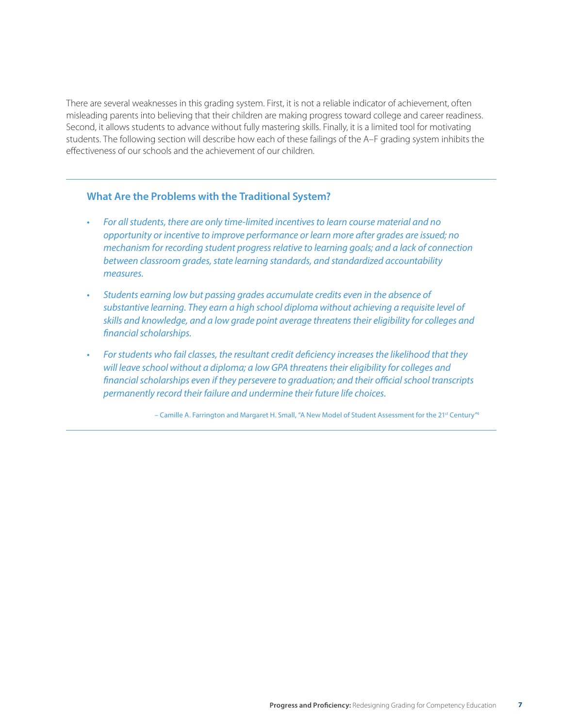There are several weaknesses in this grading system. First, it is not a reliable indicator of achievement, often misleading parents into believing that their children are making progress toward college and career readiness. Second, it allows students to advance without fully mastering skills. Finally, it is a limited tool for motivating students. The following section will describe how each of these failings of the A–F grading system inhibits the effectiveness of our schools and the achievement of our children.

---

### What Are the Problems with the Traditional System?

- *For all students, there are only time-limited incentives to learn course material and no opportunity or incentive to improve performance or learn more after grades are issued; no mechanism for recording student progress relative to learning goals; and a lack of connection between classroom grades, state learning standards, and standardized accountability measures.*
- *Students earning low but passing grades accumulate credits even in the absence of substantive learning. They earn a high school diploma without achieving a requisite level of skills and knowledge, and a low grade point average threatens their eligibility for colleges and financial scholarships.*
- *For students who fail classes, the resultant credit deficiency increases the likelihood that they will leave school without a diploma; a low GPA threatens their eligibility for colleges and financial scholarships even if they persevere to graduation; and their official school transcripts permanently record their failure and undermine their future life choices.*

– Camille A. Farrington and Margaret H. Small, "A New Model of Student Assessment for the 21st Century"[4]

---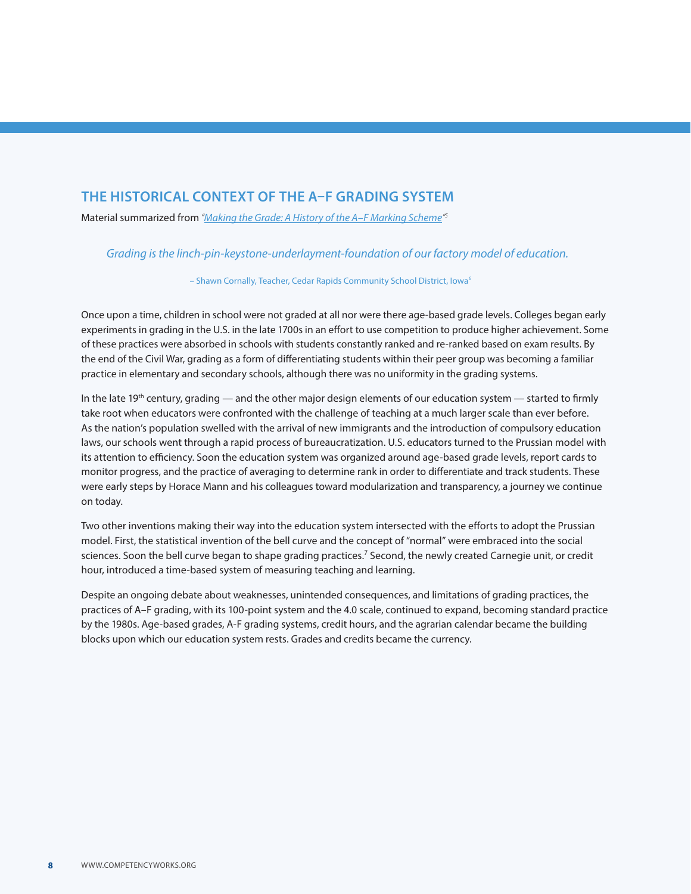## THE HISTORICAL CONTEXT OF THE A–F GRADING SYSTEM

Material summarized from *"Making the Grade: A History of the A–F Marking Scheme"*[5]

> *Grading is the linch-pin-keystone-underlayment-foundation of our factory model of education.*
>
> – Shawn Cornally, Teacher, Cedar Rapids Community School District, Iowa[6]

Once upon a time, children in school were not graded at all nor were there age-based grade levels. Colleges began early experiments in grading in the U.S. in the late 1700s in an effort to use competition to produce higher achievement. Some of these practices were absorbed in schools with students constantly ranked and re-ranked based on exam results. By the end of the Civil War, grading as a form of differentiating students within their peer group was becoming a familiar practice in elementary and secondary schools, although there was no uniformity in the grading systems.

In the late 19th century, grading — and the other major design elements of our education system — started to firmly take root when educators were confronted with the challenge of teaching at a much larger scale than ever before. As the nation's population swelled with the arrival of new immigrants and the introduction of compulsory education laws, our schools went through a rapid process of bureaucratization. U.S. educators turned to the Prussian model with its attention to efficiency. Soon the education system was organized around age-based grade levels, report cards to monitor progress, and the practice of averaging to determine rank in order to differentiate and track students. These were early steps by Horace Mann and his colleagues toward modularization and transparency, a journey we continue on today.

Two other inventions making their way into the education system intersected with the efforts to adopt the Prussian model. First, the statistical invention of the bell curve and the concept of "normal" were embraced into the social sciences. Soon the bell curve began to shape grading practices.[7] Second, the newly created Carnegie unit, or credit hour, introduced a time-based system of measuring teaching and learning.

Despite an ongoing debate about weaknesses, unintended consequences, and limitations of grading practices, the practices of A–F grading, with its 100-point system and the 4.0 scale, continued to expand, becoming standard practice by the 1980s. Age-based grades, A-F grading systems, credit hours, and the agrarian calendar became the building blocks upon which our education system rests. Grades and credits became the currency.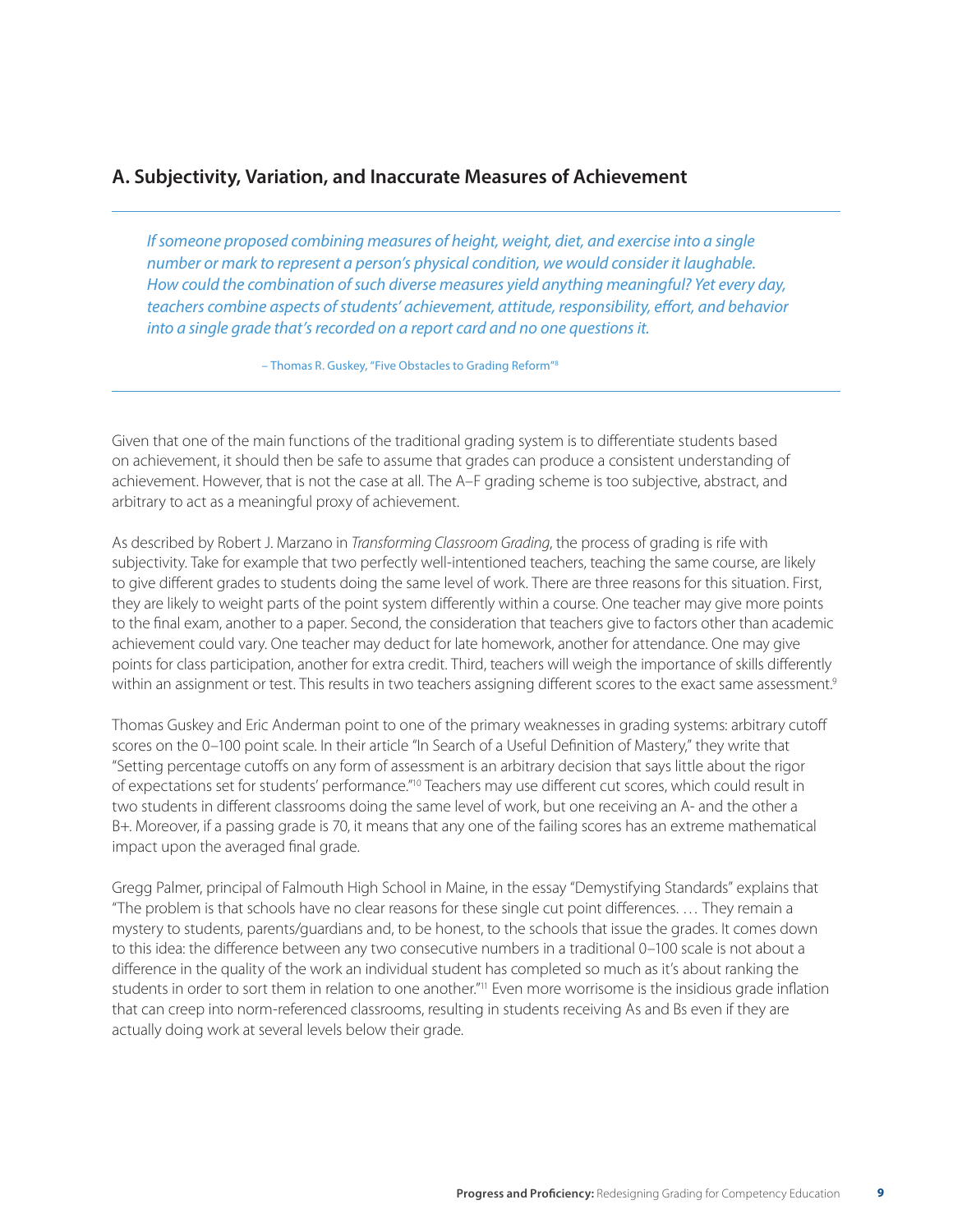## A. Subjectivity, Variation, and Inaccurate Measures of Achievement

> *If someone proposed combining measures of height, weight, diet, and exercise into a single number or mark to represent a person's physical condition, we would consider it laughable. How could the combination of such diverse measures yield anything meaningful? Yet every day, teachers combine aspects of students' achievement, attitude, responsibility, effort, and behavior into a single grade that's recorded on a report card and no one questions it.*
>
> – Thomas R. Guskey, "Five Obstacles to Grading Reform"[8]

Given that one of the main functions of the traditional grading system is to differentiate students based on achievement, it should then be safe to assume that grades can produce a consistent understanding of achievement. However, that is not the case at all. The A–F grading scheme is too subjective, abstract, and arbitrary to act as a meaningful proxy of achievement.

As described by Robert J. Marzano in *Transforming Classroom Grading*, the process of grading is rife with subjectivity. Take for example that two perfectly well-intentioned teachers, teaching the same course, are likely to give different grades to students doing the same level of work. There are three reasons for this situation. First, they are likely to weight parts of the point system differently within a course. One teacher may give more points to the final exam, another to a paper. Second, the consideration that teachers give to factors other than academic achievement could vary. One teacher may deduct for late homework, another for attendance. One may give points for class participation, another for extra credit. Third, teachers will weigh the importance of skills differently within an assignment or test. This results in two teachers assigning different scores to the exact same assessment.[9]

Thomas Guskey and Eric Anderman point to one of the primary weaknesses in grading systems: arbitrary cutoff scores on the 0–100 point scale. In their article "In Search of a Useful Definition of Mastery," they write that "Setting percentage cutoffs on any form of assessment is an arbitrary decision that says little about the rigor of expectations set for students' performance."[10] Teachers may use different cut scores, which could result in two students in different classrooms doing the same level of work, but one receiving an A- and the other a B+. Moreover, if a passing grade is 70, it means that any one of the failing scores has an extreme mathematical impact upon the averaged final grade.

Gregg Palmer, principal of Falmouth High School in Maine, in the essay "Demystifying Standards" explains that "The problem is that schools have no clear reasons for these single cut point differences. … They remain a mystery to students, parents/guardians and, to be honest, to the schools that issue the grades. It comes down to this idea: the difference between any two consecutive numbers in a traditional 0–100 scale is not about a difference in the quality of the work an individual student has completed so much as it's about ranking the students in order to sort them in relation to one another."[11] Even more worrisome is the insidious grade inflation that can creep into norm-referenced classrooms, resulting in students receiving As and Bs even if they are actually doing work at several levels below their grade.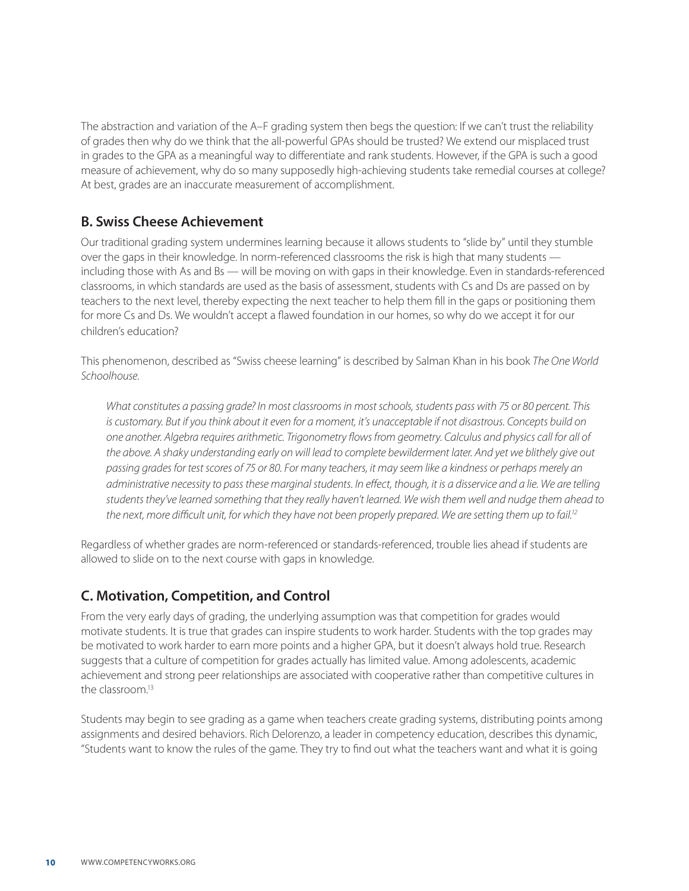The abstraction and variation of the A–F grading system then begs the question: If we can't trust the reliability of grades then why do we think that the all-powerful GPAs should be trusted? We extend our misplaced trust in grades to the GPA as a meaningful way to differentiate and rank students. However, if the GPA is such a good measure of achievement, why do so many supposedly high-achieving students take remedial courses at college? At best, grades are an inaccurate measurement of accomplishment.

## B. Swiss Cheese Achievement

Our traditional grading system undermines learning because it allows students to "slide by" until they stumble over the gaps in their knowledge. In norm-referenced classrooms the risk is high that many students — including those with As and Bs — will be moving on with gaps in their knowledge. Even in standards-referenced classrooms, in which standards are used as the basis of assessment, students with Cs and Ds are passed on by teachers to the next level, thereby expecting the next teacher to help them fill in the gaps or positioning them for more Cs and Ds. We wouldn't accept a flawed foundation in our homes, so why do we accept it for our children's education?

This phenomenon, described as "Swiss cheese learning" is described by Salman Khan in his book *The One World Schoolhouse.*

> *What constitutes a passing grade? In most classrooms in most schools, students pass with 75 or 80 percent. This is customary. But if you think about it even for a moment, it's unacceptable if not disastrous. Concepts build on one another. Algebra requires arithmetic. Trigonometry flows from geometry. Calculus and physics call for all of the above. A shaky understanding early on will lead to complete bewilderment later. And yet we blithely give out passing grades for test scores of 75 or 80. For many teachers, it may seem like a kindness or perhaps merely an administrative necessity to pass these marginal students. In effect, though, it is a disservice and a lie. We are telling students they've learned something that they really haven't learned. We wish them well and nudge them ahead to the next, more difficult unit, for which they have not been properly prepared. We are setting them up to fail.*[12]

Regardless of whether grades are norm-referenced or standards-referenced, trouble lies ahead if students are allowed to slide on to the next course with gaps in knowledge.

## C. Motivation, Competition, and Control

From the very early days of grading, the underlying assumption was that competition for grades would motivate students. It is true that grades can inspire students to work harder. Students with the top grades may be motivated to work harder to earn more points and a higher GPA, but it doesn't always hold true. Research suggests that a culture of competition for grades actually has limited value. Among adolescents, academic achievement and strong peer relationships are associated with cooperative rather than competitive cultures in the classroom.[13]

Students may begin to see grading as a game when teachers create grading systems, distributing points among assignments and desired behaviors. Rich Delorenzo, a leader in competency education, describes this dynamic, "Students want to know the rules of the game. They try to find out what the teachers want and what it is going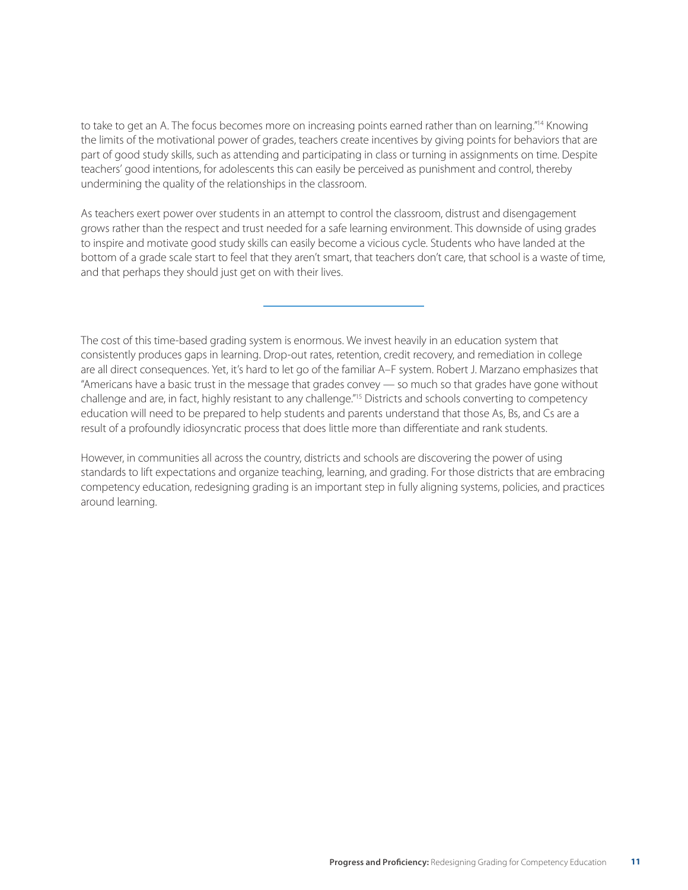to take to get an A. The focus becomes more on increasing points earned rather than on learning."[14] Knowing the limits of the motivational power of grades, teachers create incentives by giving points for behaviors that are part of good study skills, such as attending and participating in class or turning in assignments on time. Despite teachers' good intentions, for adolescents this can easily be perceived as punishment and control, thereby undermining the quality of the relationships in the classroom.

As teachers exert power over students in an attempt to control the classroom, distrust and disengagement grows rather than the respect and trust needed for a safe learning environment. This downside of using grades to inspire and motivate good study skills can easily become a vicious cycle. Students who have landed at the bottom of a grade scale start to feel that they aren't smart, that teachers don't care, that school is a waste of time, and that perhaps they should just get on with their lives.

---

The cost of this time-based grading system is enormous. We invest heavily in an education system that consistently produces gaps in learning. Drop-out rates, retention, credit recovery, and remediation in college are all direct consequences. Yet, it's hard to let go of the familiar A–F system. Robert J. Marzano emphasizes that "Americans have a basic trust in the message that grades convey — so much so that grades have gone without challenge and are, in fact, highly resistant to any challenge."[15] Districts and schools converting to competency education will need to be prepared to help students and parents understand that those As, Bs, and Cs are a result of a profoundly idiosyncratic process that does little more than differentiate and rank students.

However, in communities all across the country, districts and schools are discovering the power of using standards to lift expectations and organize teaching, learning, and grading. For those districts that are embracing competency education, redesigning grading is an important step in fully aligning systems, policies, and practices around learning.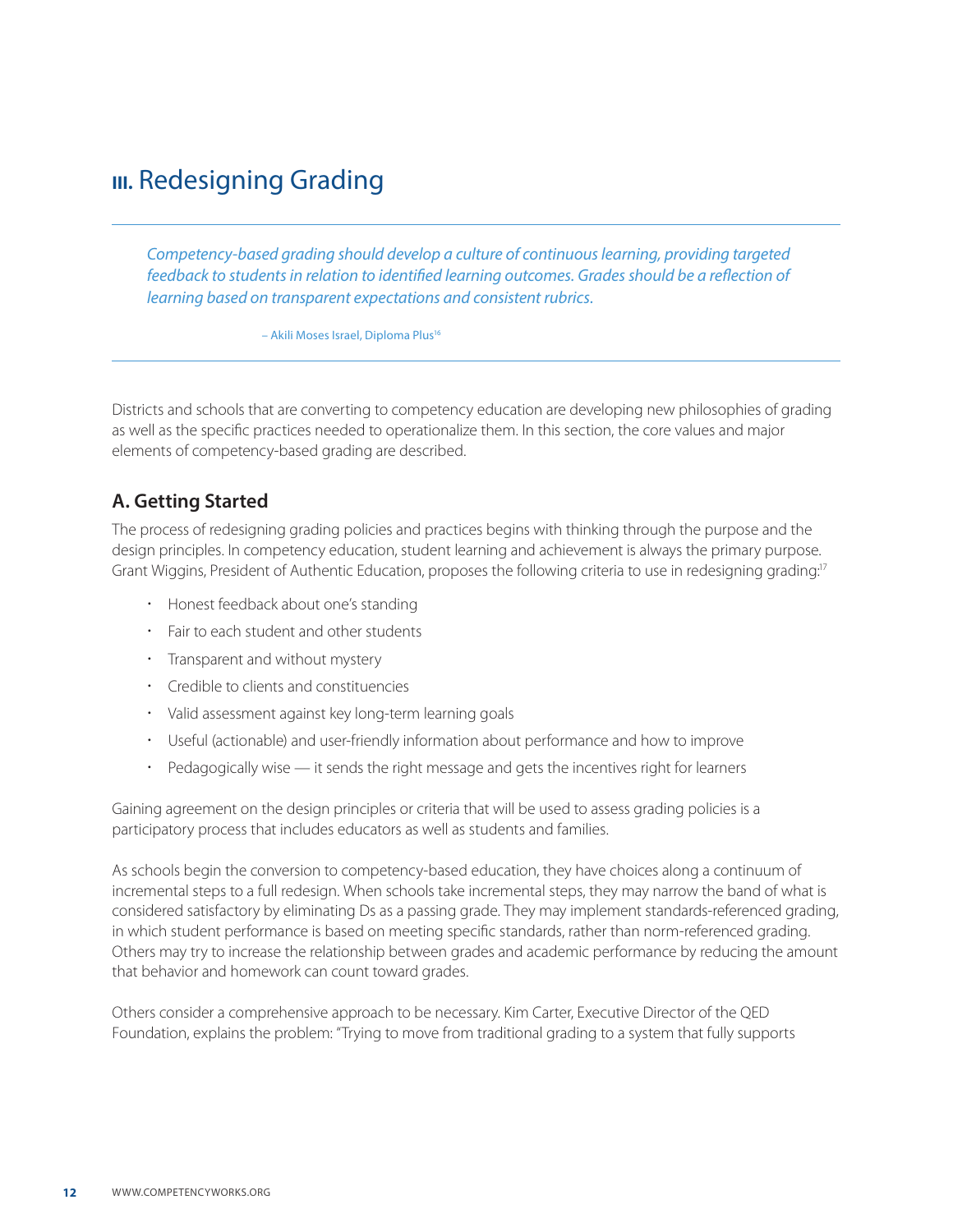# III. Redesigning Grading

*Competency-based grading should develop a culture of continuous learning, providing targeted feedback to students in relation to identified learning outcomes. Grades should be a reflection of learning based on transparent expectations and consistent rubrics.*

– Akili Moses Israel, Diploma Plus[16]

Districts and schools that are converting to competency education are developing new philosophies of grading as well as the specific practices needed to operationalize them. In this section, the core values and major elements of competency-based grading are described.

## A. Getting Started

The process of redesigning grading policies and practices begins with thinking through the purpose and the design principles. In competency education, student learning and achievement is always the primary purpose. Grant Wiggins, President of Authentic Education, proposes the following criteria to use in redesigning grading:[17]

- Honest feedback about one's standing
- Fair to each student and other students
- Transparent and without mystery
- Credible to clients and constituencies
- Valid assessment against key long-term learning goals
- Useful (actionable) and user-friendly information about performance and how to improve
- Pedagogically wise — it sends the right message and gets the incentives right for learners

Gaining agreement on the design principles or criteria that will be used to assess grading policies is a participatory process that includes educators as well as students and families.

As schools begin the conversion to competency-based education, they have choices along a continuum of incremental steps to a full redesign. When schools take incremental steps, they may narrow the band of what is considered satisfactory by eliminating Ds as a passing grade. They may implement standards-referenced grading, in which student performance is based on meeting specific standards, rather than norm-referenced grading. Others may try to increase the relationship between grades and academic performance by reducing the amount that behavior and homework can count toward grades.

Others consider a comprehensive approach to be necessary. Kim Carter, Executive Director of the QED Foundation, explains the problem: "Trying to move from traditional grading to a system that fully supports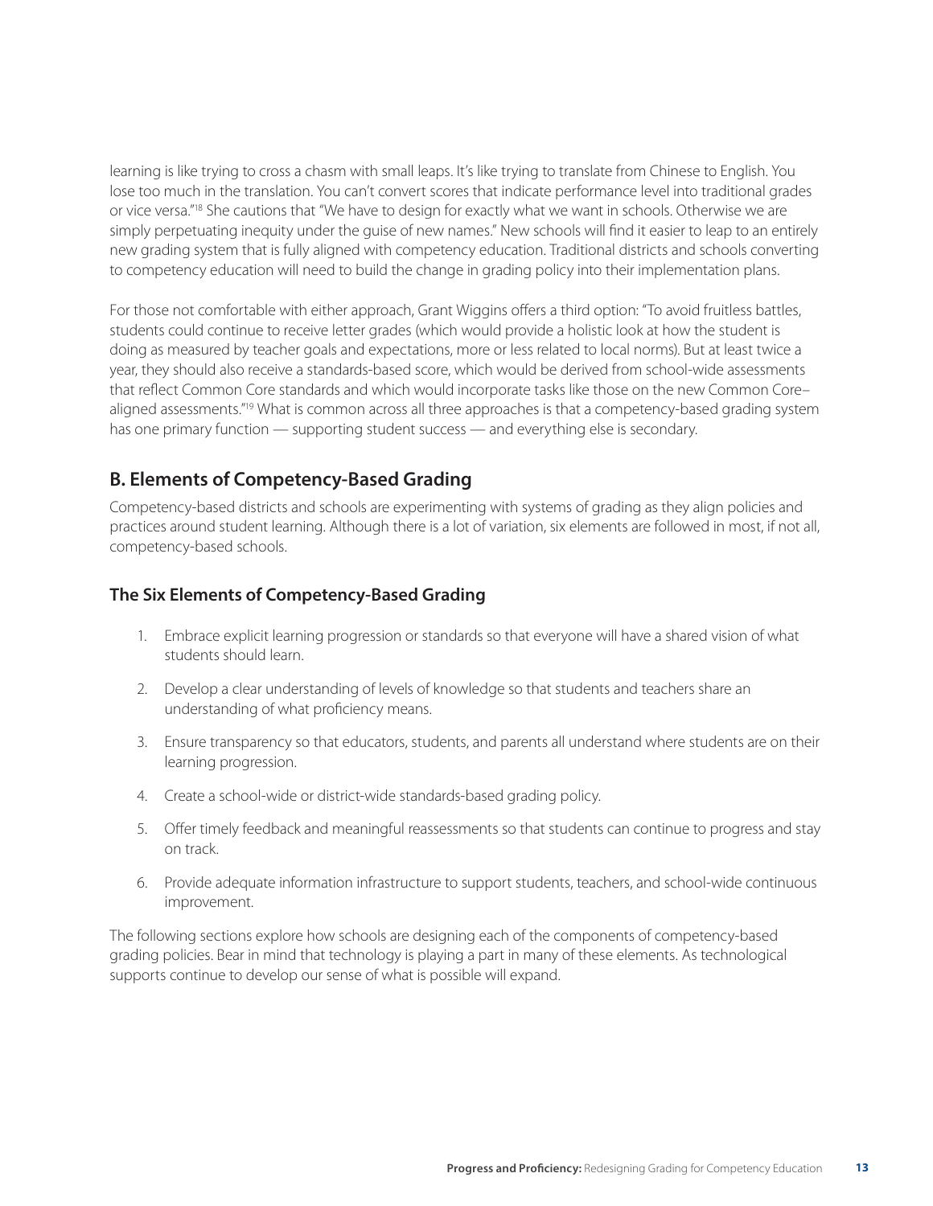learning is like trying to cross a chasm with small leaps. It's like trying to translate from Chinese to English. You lose too much in the translation. You can't convert scores that indicate performance level into traditional grades or vice versa."[18] She cautions that "We have to design for exactly what we want in schools. Otherwise we are simply perpetuating inequity under the guise of new names." New schools will find it easier to leap to an entirely new grading system that is fully aligned with competency education. Traditional districts and schools converting to competency education will need to build the change in grading policy into their implementation plans.

For those not comfortable with either approach, Grant Wiggins offers a third option: "To avoid fruitless battles, students could continue to receive letter grades (which would provide a holistic look at how the student is doing as measured by teacher goals and expectations, more or less related to local norms). But at least twice a year, they should also receive a standards-based score, which would be derived from school-wide assessments that reflect Common Core standards and which would incorporate tasks like those on the new Common Core–aligned assessments."[19] What is common across all three approaches is that a competency-based grading system has one primary function — supporting student success — and everything else is secondary.

## B. Elements of Competency-Based Grading

Competency-based districts and schools are experimenting with systems of grading as they align policies and practices around student learning. Although there is a lot of variation, six elements are followed in most, if not all, competency-based schools.

### The Six Elements of Competency-Based Grading

1. Embrace explicit learning progression or standards so that everyone will have a shared vision of what students should learn.
2. Develop a clear understanding of levels of knowledge so that students and teachers share an understanding of what proficiency means.
3. Ensure transparency so that educators, students, and parents all understand where students are on their learning progression.
4. Create a school-wide or district-wide standards-based grading policy.
5. Offer timely feedback and meaningful reassessments so that students can continue to progress and stay on track.
6. Provide adequate information infrastructure to support students, teachers, and school-wide continuous improvement.

The following sections explore how schools are designing each of the components of competency-based grading policies. Bear in mind that technology is playing a part in many of these elements. As technological supports continue to develop our sense of what is possible will expand.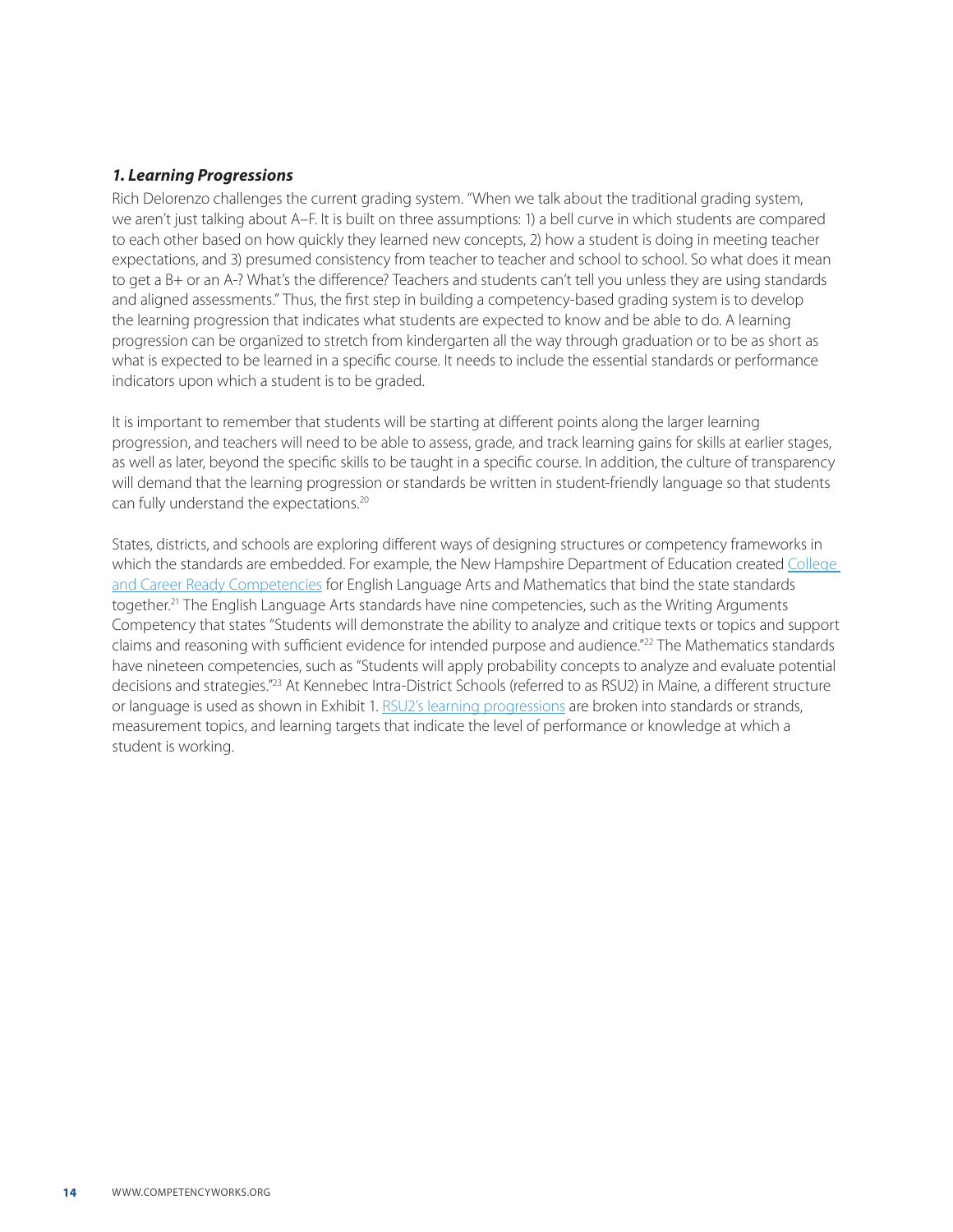### *1. Learning Progressions*

Rich Delorenzo challenges the current grading system. "When we talk about the traditional grading system, we aren't just talking about A–F. It is built on three assumptions: 1) a bell curve in which students are compared to each other based on how quickly they learned new concepts, 2) how a student is doing in meeting teacher expectations, and 3) presumed consistency from teacher to teacher and school to school. So what does it mean to get a B+ or an A-? What's the difference? Teachers and students can't tell you unless they are using standards and aligned assessments." Thus, the first step in building a competency-based grading system is to develop the learning progression that indicates what students are expected to know and be able to do. A learning progression can be organized to stretch from kindergarten all the way through graduation or to be as short as what is expected to be learned in a specific course. It needs to include the essential standards or performance indicators upon which a student is to be graded.

It is important to remember that students will be starting at different points along the larger learning progression, and teachers will need to be able to assess, grade, and track learning gains for skills at earlier stages, as well as later, beyond the specific skills to be taught in a specific course. In addition, the culture of transparency will demand that the learning progression or standards be written in student-friendly language so that students can fully understand the expectations.[20]

States, districts, and schools are exploring different ways of designing structures or competency frameworks in which the standards are embedded. For example, the New Hampshire Department of Education created College and Career Ready Competencies for English Language Arts and Mathematics that bind the state standards together.[21] The English Language Arts standards have nine competencies, such as the Writing Arguments Competency that states "Students will demonstrate the ability to analyze and critique texts or topics and support claims and reasoning with sufficient evidence for intended purpose and audience."[22] The Mathematics standards have nineteen competencies, such as "Students will apply probability concepts to analyze and evaluate potential decisions and strategies."[23] At Kennebec Intra-District Schools (referred to as RSU2) in Maine, a different structure or language is used as shown in Exhibit 1. RSU2's learning progressions are broken into standards or strands, measurement topics, and learning targets that indicate the level of performance or knowledge at which a student is working.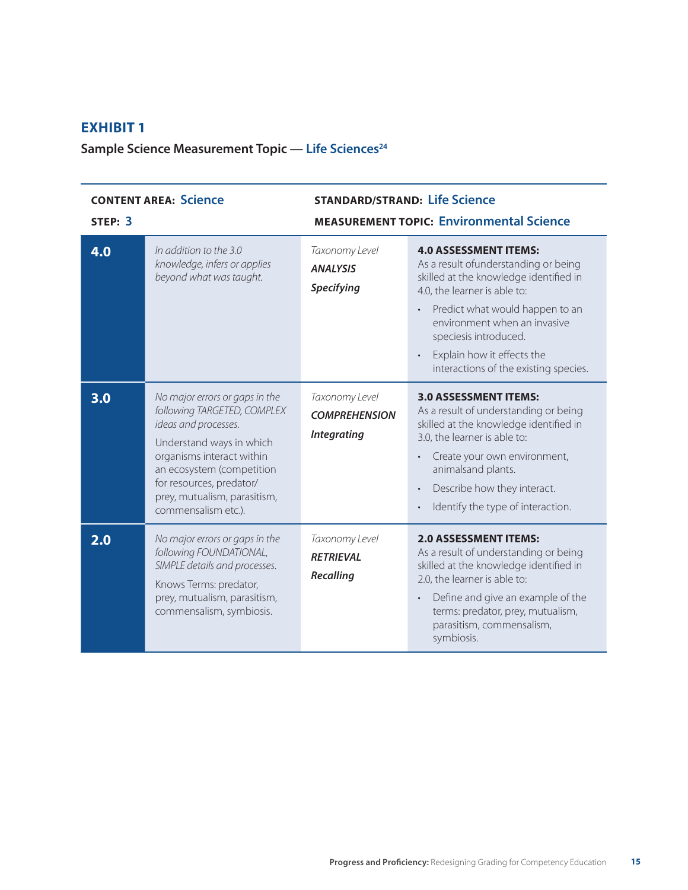## EXHIBIT 1

**Sample Science Measurement Topic — Life Sciences**[24]

**CONTENT AREA:** Science

**STEP:** 3

**STANDARD/STRAND:** Life Science

**MEASUREMENT TOPIC:** Environmental Science

| Score | Description | Taxonomy Level | Assessment Items |
|---|---|---|---|
| **4.0** | *In addition to the 3.0 knowledge, infers or applies beyond what was taught.* | *Taxonomy Level* ***ANALYSIS*** ***Specifying*** | **4.0 ASSESSMENT ITEMS:** As a result ofunderstanding or being skilled at the knowledge identified in 4.0, the learner is able to: <br>• Predict what would happen to an environment when an invasive speciesis introduced. <br>• Explain how it effects the interactions of the existing species. |
| **3.0** | *No major errors or gaps in the following TARGETED, COMPLEX ideas and processes.* Understand ways in which organisms interact within an ecosystem (competition for resources, predator/ prey, mutualism, parasitism, commensalism etc.). | *Taxonomy Level* ***COMPREHENSION*** ***Integrating*** | **3.0 ASSESSMENT ITEMS:** As a result of understanding or being skilled at the knowledge identified in 3.0, the learner is able to: <br>• Create your own environment, animalsand plants. <br>• Describe how they interact. <br>• Identify the type of interaction. |
| **2.0** | *No major errors or gaps in the following FOUNDATIONAL, SIMPLE details and processes.* Knows Terms: predator, prey, mutualism, parasitism, commensalism, symbiosis. | *Taxonomy Level* ***RETRIEVAL*** ***Recalling*** | **2.0 ASSESSMENT ITEMS:** As a result of understanding or being skilled at the knowledge identified in 2.0, the learner is able to: <br>• Define and give an example of the terms: predator, prey, mutualism, parasitism, commensalism, symbiosis. |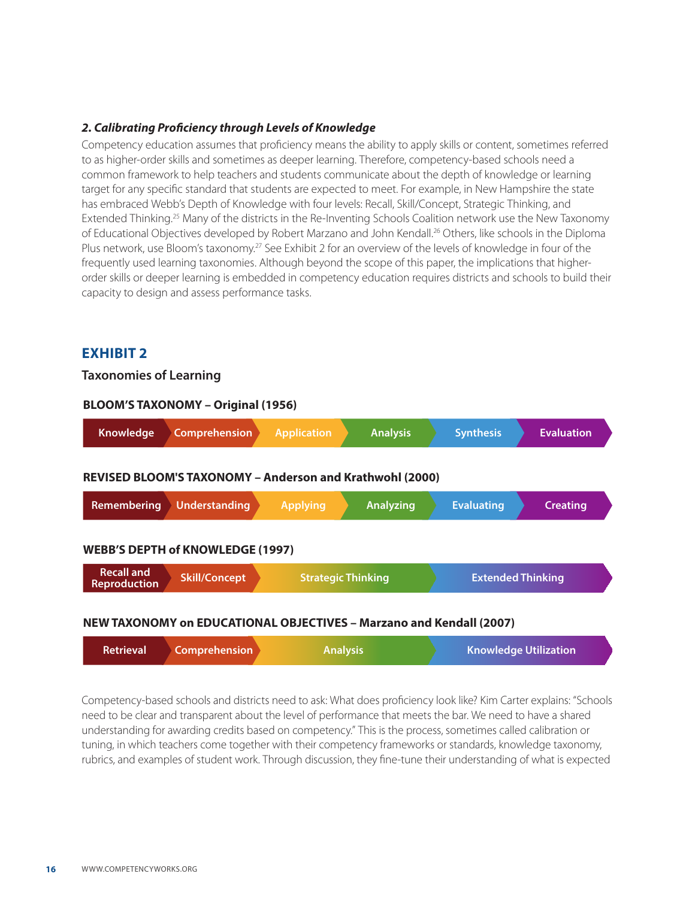### *2. Calibrating Proficiency through Levels of Knowledge*

Competency education assumes that proficiency means the ability to apply skills or content, sometimes referred to as higher-order skills and sometimes as deeper learning. Therefore, competency-based schools need a common framework to help teachers and students communicate about the depth of knowledge or learning target for any specific standard that students are expected to meet. For example, in New Hampshire the state has embraced Webb's Depth of Knowledge with four levels: Recall, Skill/Concept, Strategic Thinking, and Extended Thinking.[25] Many of the districts in the Re-Inventing Schools Coalition network use the New Taxonomy of Educational Objectives developed by Robert Marzano and John Kendall.[26] Others, like schools in the Diploma Plus network, use Bloom's taxonomy.[27] See Exhibit 2 for an overview of the levels of knowledge in four of the frequently used learning taxonomies. Although beyond the scope of this paper, the implications that higher-order skills or deeper learning is embedded in competency education requires districts and schools to build their capacity to design and assess performance tasks.

## EXHIBIT 2

### Taxonomies of Learning

**BLOOM'S TAXONOMY – Original (1956)**

| Knowledge | Comprehension | Application | Analysis | Synthesis | Evaluation |
|---|---|---|---|---|---|

**REVISED BLOOM'S TAXONOMY – Anderson and Krathwohl (2000)**

| Remembering | Understanding | Applying | Analyzing | Evaluating | Creating |
|---|---|---|---|---|---|

**WEBB'S DEPTH of KNOWLEDGE (1997)**

| Recall and Reproduction | Skill/Concept | Strategic Thinking | Extended Thinking |
|---|---|---|---|

**NEW TAXONOMY on EDUCATIONAL OBJECTIVES – Marzano and Kendall (2007)**

| Retrieval | Comprehension | Analysis | Knowledge Utilization |
|---|---|---|---|

Competency-based schools and districts need to ask: What does proficiency look like? Kim Carter explains: "Schools need to be clear and transparent about the level of performance that meets the bar. We need to have a shared understanding for awarding credits based on competency." This is the process, sometimes called calibration or tuning, in which teachers come together with their competency frameworks or standards, knowledge taxonomy, rubrics, and examples of student work. Through discussion, they fine-tune their understanding of what is expected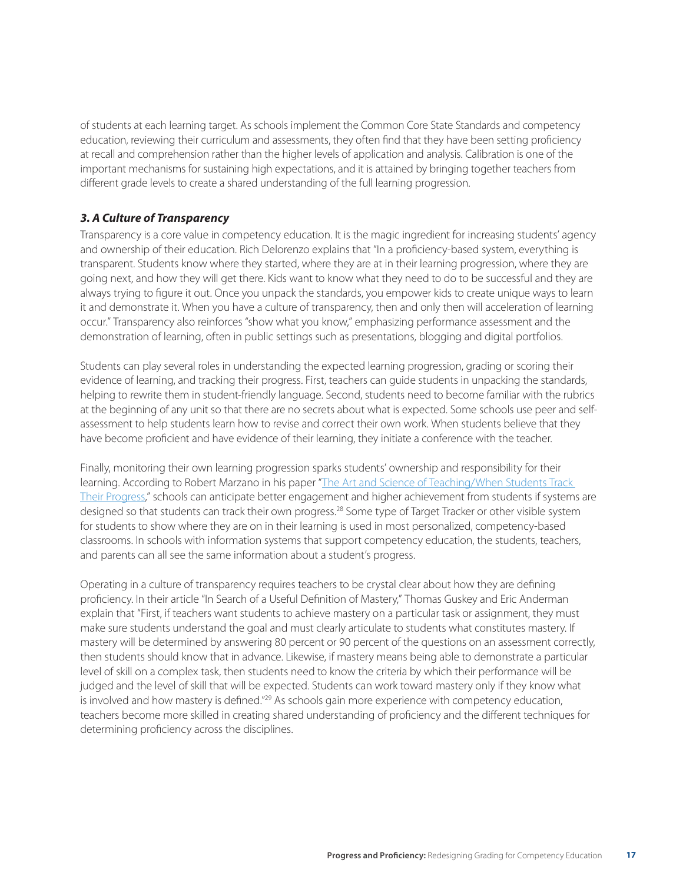of students at each learning target. As schools implement the Common Core State Standards and competency education, reviewing their curriculum and assessments, they often find that they have been setting proficiency at recall and comprehension rather than the higher levels of application and analysis. Calibration is one of the important mechanisms for sustaining high expectations, and it is attained by bringing together teachers from different grade levels to create a shared understanding of the full learning progression.

### *3. A Culture of Transparency*

Transparency is a core value in competency education. It is the magic ingredient for increasing students' agency and ownership of their education. Rich Delorenzo explains that "In a proficiency-based system, everything is transparent. Students know where they started, where they are at in their learning progression, where they are going next, and how they will get there. Kids want to know what they need to do to be successful and they are always trying to figure it out. Once you unpack the standards, you empower kids to create unique ways to learn it and demonstrate it. When you have a culture of transparency, then and only then will acceleration of learning occur." Transparency also reinforces "show what you know," emphasizing performance assessment and the demonstration of learning, often in public settings such as presentations, blogging and digital portfolios.

Students can play several roles in understanding the expected learning progression, grading or scoring their evidence of learning, and tracking their progress. First, teachers can guide students in unpacking the standards, helping to rewrite them in student-friendly language. Second, students need to become familiar with the rubrics at the beginning of any unit so that there are no secrets about what is expected. Some schools use peer and self-assessment to help students learn how to revise and correct their own work. When students believe that they have become proficient and have evidence of their learning, they initiate a conference with the teacher.

Finally, monitoring their own learning progression sparks students' ownership and responsibility for their learning. According to Robert Marzano in his paper "The Art and Science of Teaching/When Students Track Their Progress," schools can anticipate better engagement and higher achievement from students if systems are designed so that students can track their own progress.[28] Some type of Target Tracker or other visible system for students to show where they are on in their learning is used in most personalized, competency-based classrooms. In schools with information systems that support competency education, the students, teachers, and parents can all see the same information about a student's progress.

Operating in a culture of transparency requires teachers to be crystal clear about how they are defining proficiency. In their article "In Search of a Useful Definition of Mastery," Thomas Guskey and Eric Anderman explain that "First, if teachers want students to achieve mastery on a particular task or assignment, they must make sure students understand the goal and must clearly articulate to students what constitutes mastery. If mastery will be determined by answering 80 percent or 90 percent of the questions on an assessment correctly, then students should know that in advance. Likewise, if mastery means being able to demonstrate a particular level of skill on a complex task, then students need to know the criteria by which their performance will be judged and the level of skill that will be expected. Students can work toward mastery only if they know what is involved and how mastery is defined."[29] As schools gain more experience with competency education, teachers become more skilled in creating shared understanding of proficiency and the different techniques for determining proficiency across the disciplines.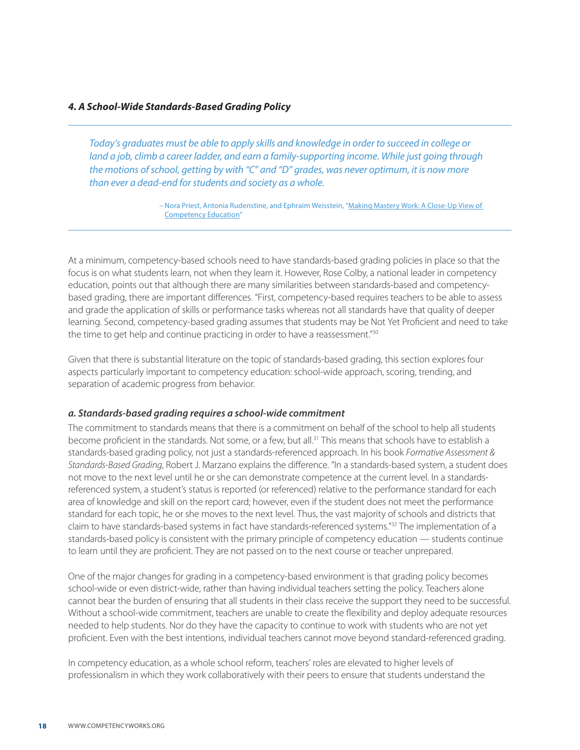### *4. A School-Wide Standards-Based Grading Policy*

> *Today's graduates must be able to apply skills and knowledge in order to succeed in college or land a job, climb a career ladder, and earn a family-supporting income. While just going through the motions of school, getting by with "C" and "D" grades, was never optimum, it is now more than ever a dead-end for students and society as a whole.*
>
> – Nora Priest, Antonia Rudenstine, and Ephraim Weisstein, "Making Mastery Work: A Close-Up View of Competency Education"

At a minimum, competency-based schools need to have standards-based grading policies in place so that the focus is on what students learn, not when they learn it. However, Rose Colby, a national leader in competency education, points out that although there are many similarities between standards-based and competency-based grading, there are important differences. "First, competency-based requires teachers to be able to assess and grade the application of skills or performance tasks whereas not all standards have that quality of deeper learning. Second, competency-based grading assumes that students may be Not Yet Proficient and need to take the time to get help and continue practicing in order to have a reassessment."[30]

Given that there is substantial literature on the topic of standards-based grading, this section explores four aspects particularly important to competency education: school-wide approach, scoring, trending, and separation of academic progress from behavior.

#### *a. Standards-based grading requires a school-wide commitment*

The commitment to standards means that there is a commitment on behalf of the school to help all students become proficient in the standards. Not some, or a few, but all.[31] This means that schools have to establish a standards-based grading policy, not just a standards-referenced approach. In his book *Formative Assessment & Standards-Based Grading*, Robert J. Marzano explains the difference. "In a standards-based system, a student does not move to the next level until he or she can demonstrate competence at the current level. In a standards-referenced system, a student's status is reported (or referenced) relative to the performance standard for each area of knowledge and skill on the report card; however, even if the student does not meet the performance standard for each topic, he or she moves to the next level. Thus, the vast majority of schools and districts that claim to have standards-based systems in fact have standards-referenced systems."[32] The implementation of a standards-based policy is consistent with the primary principle of competency education — students continue to learn until they are proficient. They are not passed on to the next course or teacher unprepared.

One of the major changes for grading in a competency-based environment is that grading policy becomes school-wide or even district-wide, rather than having individual teachers setting the policy. Teachers alone cannot bear the burden of ensuring that all students in their class receive the support they need to be successful. Without a school-wide commitment, teachers are unable to create the flexibility and deploy adequate resources needed to help students. Nor do they have the capacity to continue to work with students who are not yet proficient. Even with the best intentions, individual teachers cannot move beyond standard-referenced grading.

In competency education, as a whole school reform, teachers' roles are elevated to higher levels of professionalism in which they work collaboratively with their peers to ensure that students understand the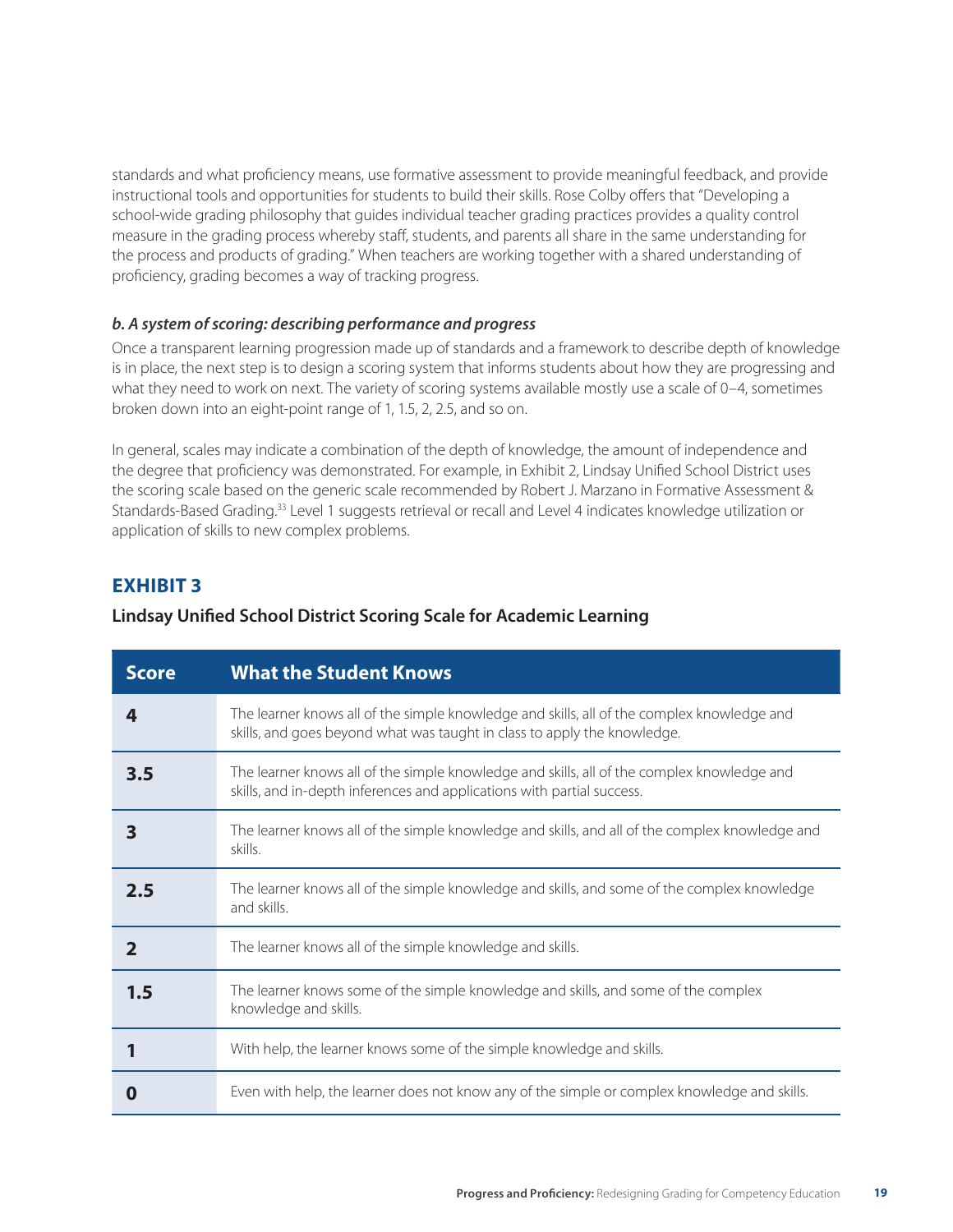standards and what proficiency means, use formative assessment to provide meaningful feedback, and provide instructional tools and opportunities for students to build their skills. Rose Colby offers that "Developing a school-wide grading philosophy that guides individual teacher grading practices provides a quality control measure in the grading process whereby staff, students, and parents all share in the same understanding for the process and products of grading." When teachers are working together with a shared understanding of proficiency, grading becomes a way of tracking progress.

### *b. A system of scoring: describing performance and progress*

Once a transparent learning progression made up of standards and a framework to describe depth of knowledge is in place, the next step is to design a scoring system that informs students about how they are progressing and what they need to work on next. The variety of scoring systems available mostly use a scale of 0–4, sometimes broken down into an eight-point range of 1, 1.5, 2, 2.5, and so on.

In general, scales may indicate a combination of the depth of knowledge, the amount of independence and the degree that proficiency was demonstrated. For example, in Exhibit 2, Lindsay Unified School District uses the scoring scale based on the generic scale recommended by Robert J. Marzano in Formative Assessment & Standards-Based Grading.[33] Level 1 suggests retrieval or recall and Level 4 indicates knowledge utilization or application of skills to new complex problems.

## EXHIBIT 3

**Lindsay Unified School District Scoring Scale for Academic Learning**

| Score | What the Student Knows |
|---|---|
| **4** | The learner knows all of the simple knowledge and skills, all of the complex knowledge and skills, and goes beyond what was taught in class to apply the knowledge. |
| **3.5** | The learner knows all of the simple knowledge and skills, all of the complex knowledge and skills, and in-depth inferences and applications with partial success. |
| **3** | The learner knows all of the simple knowledge and skills, and all of the complex knowledge and skills. |
| **2.5** | The learner knows all of the simple knowledge and skills, and some of the complex knowledge and skills. |
| **2** | The learner knows all of the simple knowledge and skills. |
| **1.5** | The learner knows some of the simple knowledge and skills, and some of the complex knowledge and skills. |
| **1** | With help, the learner knows some of the simple knowledge and skills. |
| **0** | Even with help, the learner does not know any of the simple or complex knowledge and skills. |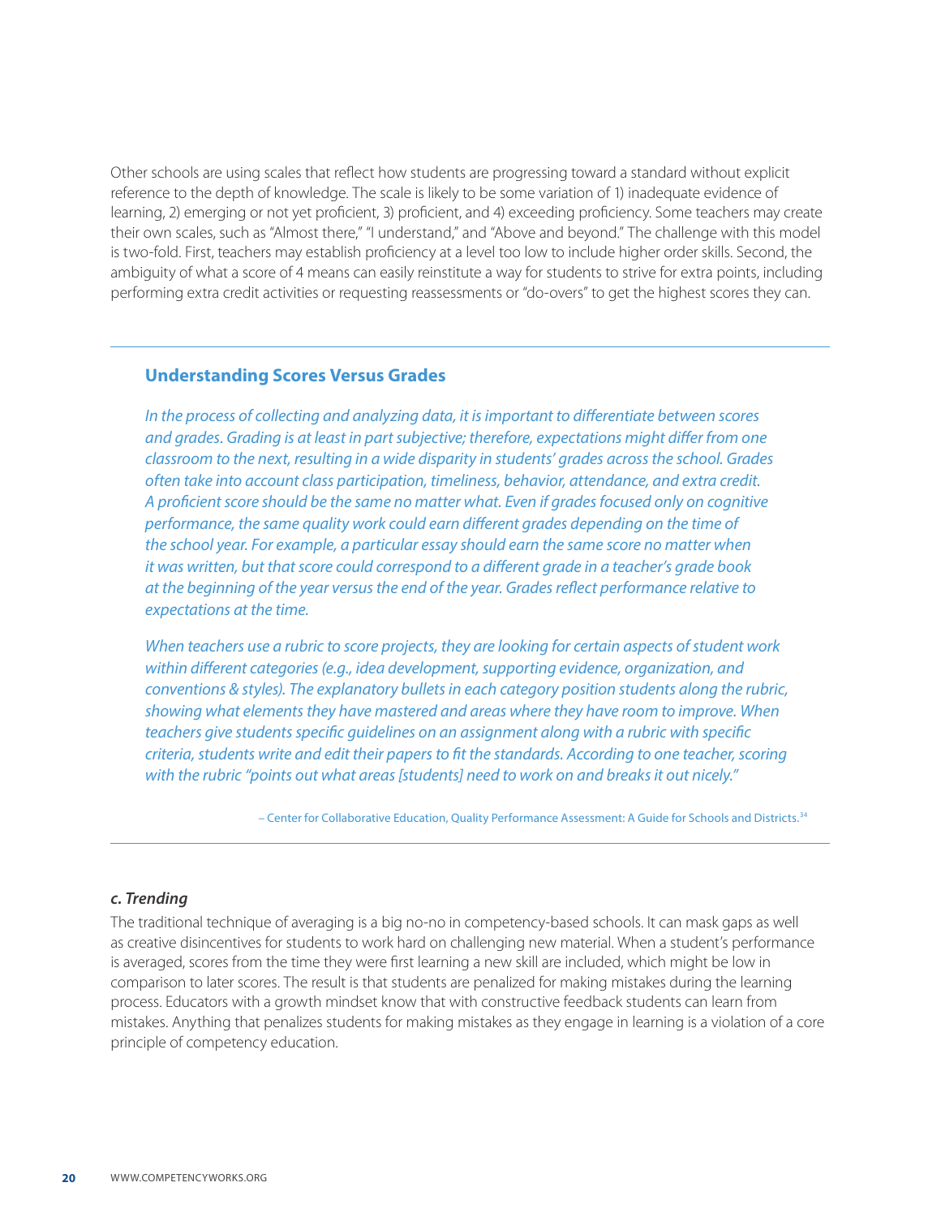Other schools are using scales that reflect how students are progressing toward a standard without explicit reference to the depth of knowledge. The scale is likely to be some variation of 1) inadequate evidence of learning, 2) emerging or not yet proficient, 3) proficient, and 4) exceeding proficiency. Some teachers may create their own scales, such as "Almost there," "I understand," and "Above and beyond." The challenge with this model is two-fold. First, teachers may establish proficiency at a level too low to include higher order skills. Second, the ambiguity of what a score of 4 means can easily reinstitute a way for students to strive for extra points, including performing extra credit activities or requesting reassessments or "do-overs" to get the highest scores they can.

---

### Understanding Scores Versus Grades

*In the process of collecting and analyzing data, it is important to differentiate between scores and grades. Grading is at least in part subjective; therefore, expectations might differ from one classroom to the next, resulting in a wide disparity in students' grades across the school. Grades often take into account class participation, timeliness, behavior, attendance, and extra credit. A proficient score should be the same no matter what. Even if grades focused only on cognitive performance, the same quality work could earn different grades depending on the time of the school year. For example, a particular essay should earn the same score no matter when it was written, but that score could correspond to a different grade in a teacher's grade book at the beginning of the year versus the end of the year. Grades reflect performance relative to expectations at the time.*

*When teachers use a rubric to score projects, they are looking for certain aspects of student work within different categories (e.g., idea development, supporting evidence, organization, and conventions & styles). The explanatory bullets in each category position students along the rubric, showing what elements they have mastered and areas where they have room to improve. When teachers give students specific guidelines on an assignment along with a rubric with specific criteria, students write and edit their papers to fit the standards. According to one teacher, scoring with the rubric "points out what areas [students] need to work on and breaks it out nicely."*

– Center for Collaborative Education, Quality Performance Assessment: A Guide for Schools and Districts.[34]

---

***c. Trending***

The traditional technique of averaging is a big no-no in competency-based schools. It can mask gaps as well as creative disincentives for students to work hard on challenging new material. When a student's performance is averaged, scores from the time they were first learning a new skill are included, which might be low in comparison to later scores. The result is that students are penalized for making mistakes during the learning process. Educators with a growth mindset know that with constructive feedback students can learn from mistakes. Anything that penalizes students for making mistakes as they engage in learning is a violation of a core principle of competency education.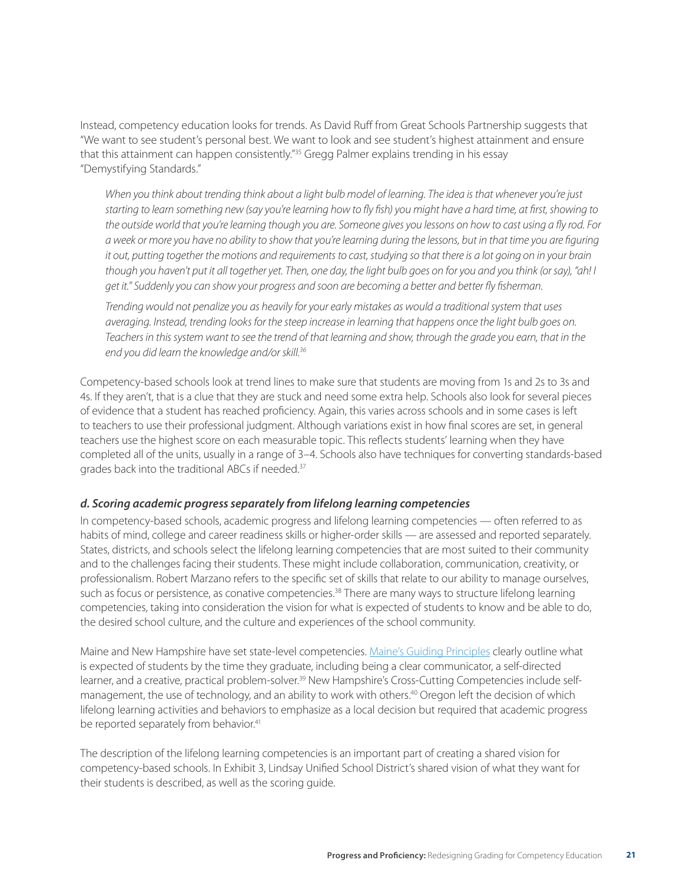Instead, competency education looks for trends. As David Ruff from Great Schools Partnership suggests that "We want to see student's personal best. We want to look and see student's highest attainment and ensure that this attainment can happen consistently."[35] Gregg Palmer explains trending in his essay "Demystifying Standards."

> *When you think about trending think about a light bulb model of learning. The idea is that whenever you're just starting to learn something new (say you're learning how to fly fish) you might have a hard time, at first, showing to the outside world that you're learning though you are. Someone gives you lessons on how to cast using a fly rod. For a week or more you have no ability to show that you're learning during the lessons, but in that time you are figuring it out, putting together the motions and requirements to cast, studying so that there is a lot going on in your brain though you haven't put it all together yet. Then, one day, the light bulb goes on for you and you think (or say), "ah! I get it." Suddenly you can show your progress and soon are becoming a better and better fly fisherman.*
>
> *Trending would not penalize you as heavily for your early mistakes as would a traditional system that uses averaging. Instead, trending looks for the steep increase in learning that happens once the light bulb goes on. Teachers in this system want to see the trend of that learning and show, through the grade you earn, that in the end you did learn the knowledge and/or skill.*[36]

Competency-based schools look at trend lines to make sure that students are moving from 1s and 2s to 3s and 4s. If they aren't, that is a clue that they are stuck and need some extra help. Schools also look for several pieces of evidence that a student has reached proficiency. Again, this varies across schools and in some cases is left to teachers to use their professional judgment. Although variations exist in how final scores are set, in general teachers use the highest score on each measurable topic. This reflects students' learning when they have completed all of the units, usually in a range of 3–4. Schools also have techniques for converting standards-based grades back into the traditional ABCs if needed.[37]

### *d. Scoring academic progress separately from lifelong learning competencies*

In competency-based schools, academic progress and lifelong learning competencies — often referred to as habits of mind, college and career readiness skills or higher-order skills — are assessed and reported separately. States, districts, and schools select the lifelong learning competencies that are most suited to their community and to the challenges facing their students. These might include collaboration, communication, creativity, or professionalism. Robert Marzano refers to the specific set of skills that relate to our ability to manage ourselves, such as focus or persistence, as conative competencies.[38] There are many ways to structure lifelong learning competencies, taking into consideration the vision for what is expected of students to know and be able to do, the desired school culture, and the culture and experiences of the school community.

Maine and New Hampshire have set state-level competencies. Maine's Guiding Principles clearly outline what is expected of students by the time they graduate, including being a clear communicator, a self-directed learner, and a creative, practical problem-solver.[39] New Hampshire's Cross-Cutting Competencies include self-management, the use of technology, and an ability to work with others.[40] Oregon left the decision of which lifelong learning activities and behaviors to emphasize as a local decision but required that academic progress be reported separately from behavior.[41]

The description of the lifelong learning competencies is an important part of creating a shared vision for competency-based schools. In Exhibit 3, Lindsay Unified School District's shared vision of what they want for their students is described, as well as the scoring guide.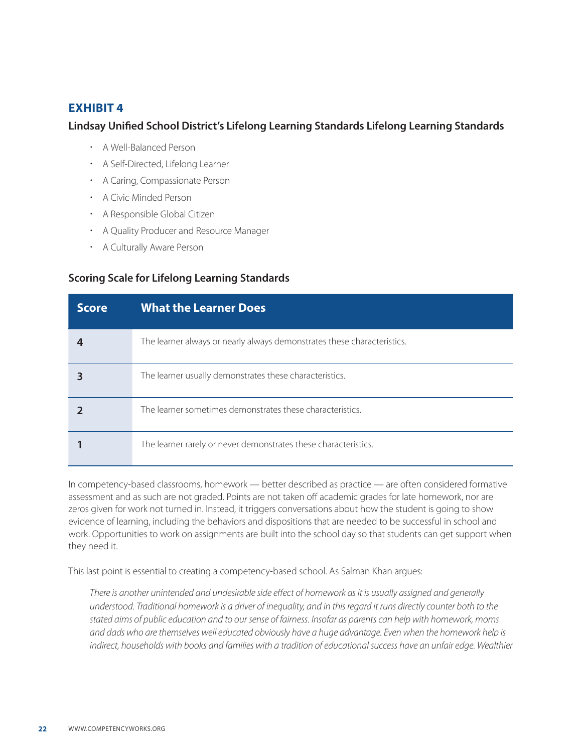## EXHIBIT 4

### Lindsay Unified School District's Lifelong Learning Standards Lifelong Learning Standards

- A Well-Balanced Person
- A Self-Directed, Lifelong Learner
- A Caring, Compassionate Person
- A Civic-Minded Person
- A Responsible Global Citizen
- A Quality Producer and Resource Manager
- A Culturally Aware Person

### Scoring Scale for Lifelong Learning Standards

| Score | What the Learner Does |
|---|---|
| 4 | The learner always or nearly always demonstrates these characteristics. |
| 3 | The learner usually demonstrates these characteristics. |
| 2 | The learner sometimes demonstrates these characteristics. |
| 1 | The learner rarely or never demonstrates these characteristics. |

In competency-based classrooms, homework — better described as practice — are often considered formative assessment and as such are not graded. Points are not taken off academic grades for late homework, nor are zeros given for work not turned in. Instead, it triggers conversations about how the student is going to show evidence of learning, including the behaviors and dispositions that are needed to be successful in school and work. Opportunities to work on assignments are built into the school day so that students can get support when they need it.

This last point is essential to creating a competency-based school. As Salman Khan argues:

> *There is another unintended and undesirable side effect of homework as it is usually assigned and generally understood. Traditional homework is a driver of inequality, and in this regard it runs directly counter both to the stated aims of public education and to our sense of fairness. Insofar as parents can help with homework, moms and dads who are themselves well educated obviously have a huge advantage. Even when the homework help is indirect, households with books and families with a tradition of educational success have an unfair edge. Wealthier*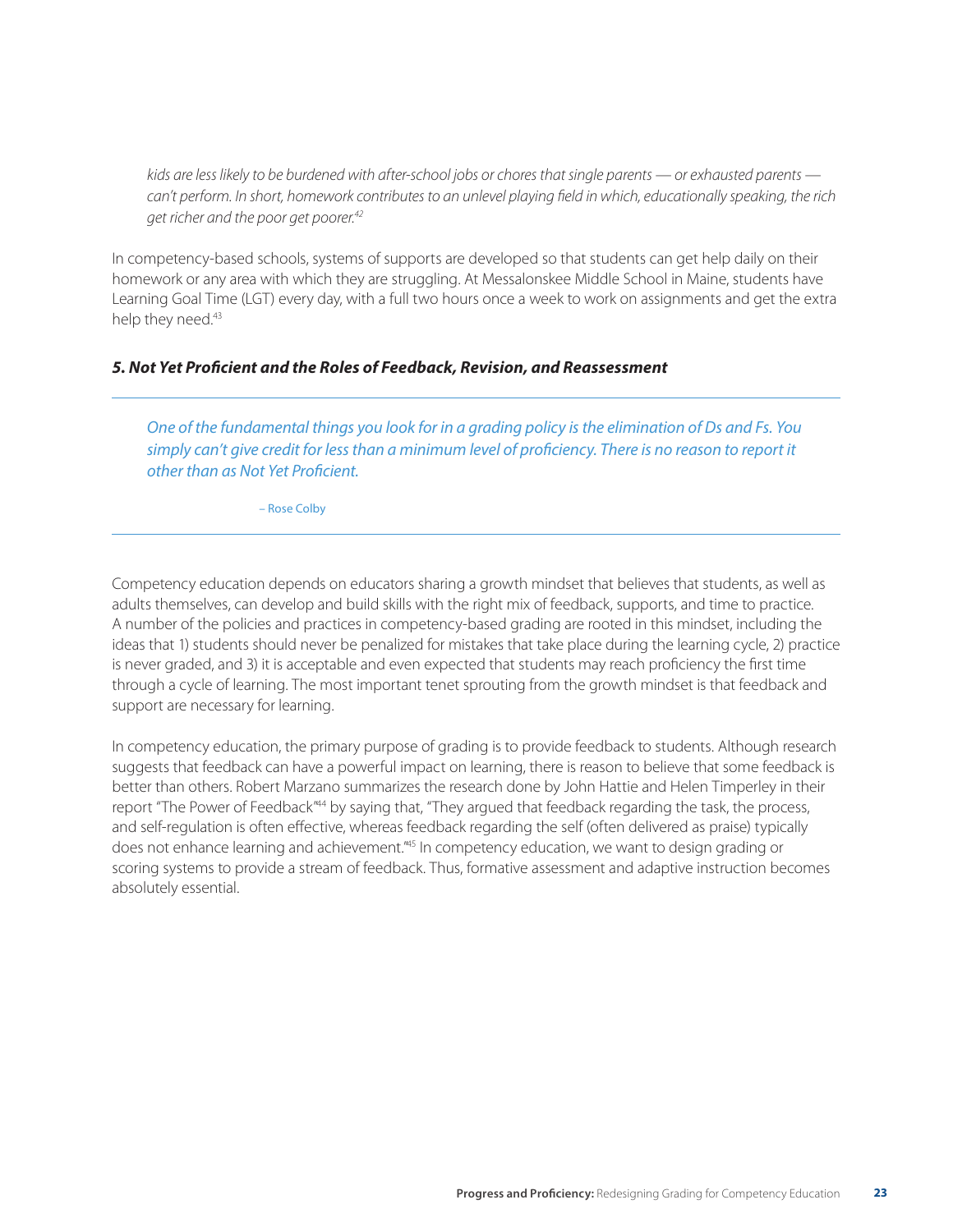*kids are less likely to be burdened with after-school jobs or chores that single parents — or exhausted parents — can't perform. In short, homework contributes to an unlevel playing field in which, educationally speaking, the rich get richer and the poor get poorer.*[42]

In competency-based schools, systems of supports are developed so that students can get help daily on their homework or any area with which they are struggling. At Messalonskee Middle School in Maine, students have Learning Goal Time (LGT) every day, with a full two hours once a week to work on assignments and get the extra help they need.[43]

### *5. Not Yet Proficient and the Roles of Feedback, Revision, and Reassessment*

> *One of the fundamental things you look for in a grading policy is the elimination of Ds and Fs. You simply can't give credit for less than a minimum level of proficiency. There is no reason to report it other than as Not Yet Proficient.*
>
> – Rose Colby

Competency education depends on educators sharing a growth mindset that believes that students, as well as adults themselves, can develop and build skills with the right mix of feedback, supports, and time to practice. A number of the policies and practices in competency-based grading are rooted in this mindset, including the ideas that 1) students should never be penalized for mistakes that take place during the learning cycle, 2) practice is never graded, and 3) it is acceptable and even expected that students may reach proficiency the first time through a cycle of learning. The most important tenet sprouting from the growth mindset is that feedback and support are necessary for learning.

In competency education, the primary purpose of grading is to provide feedback to students. Although research suggests that feedback can have a powerful impact on learning, there is reason to believe that some feedback is better than others. Robert Marzano summarizes the research done by John Hattie and Helen Timperley in their report "The Power of Feedback"[44] by saying that, "They argued that feedback regarding the task, the process, and self-regulation is often effective, whereas feedback regarding the self (often delivered as praise) typically does not enhance learning and achievement."[45] In competency education, we want to design grading or scoring systems to provide a stream of feedback. Thus, formative assessment and adaptive instruction becomes absolutely essential.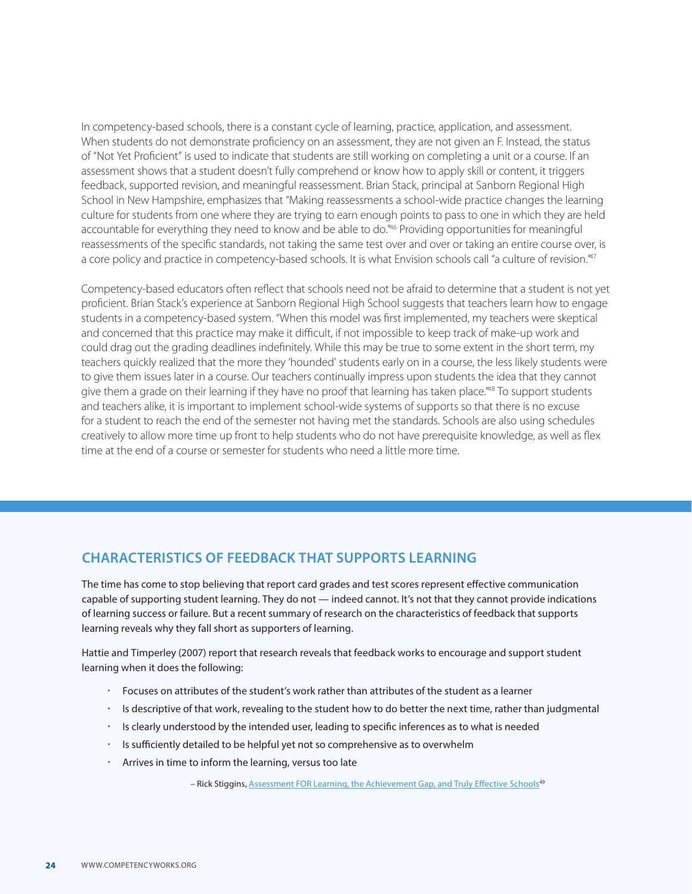In competency-based schools, there is a constant cycle of learning, practice, application, and assessment. When students do not demonstrate proficiency on an assessment, they are not given an F. Instead, the status of "Not Yet Proficient" is used to indicate that students are still working on completing a unit or a course. If an assessment shows that a student doesn't fully comprehend or know how to apply skill or content, it triggers feedback, supported revision, and meaningful reassessment. Brian Stack, principal at Sanborn Regional High School in New Hampshire, emphasizes that "Making reassessments a school-wide practice changes the learning culture for students from one where they are trying to earn enough points to pass to one in which they are held accountable for everything they need to know and be able to do."[46] Providing opportunities for meaningful reassessments of the specific standards, not taking the same test over and over or taking an entire course over, is a core policy and practice in competency-based schools. It is what Envision schools call "a culture of revision."[47]

Competency-based educators often reflect that schools need not be afraid to determine that a student is not yet proficient. Brian Stack's experience at Sanborn Regional High School suggests that teachers learn how to engage students in a competency-based system. "When this model was first implemented, my teachers were skeptical and concerned that this practice may make it difficult, if not impossible to keep track of make-up work and could drag out the grading deadlines indefinitely. While this may be true to some extent in the short term, my teachers quickly realized that the more they 'hounded' students early on in a course, the less likely students were to give them issues later in a course. Our teachers continually impress upon students the idea that they cannot give them a grade on their learning if they have no proof that learning has taken place."[48] To support students and teachers alike, it is important to implement school-wide systems of supports so that there is no excuse for a student to reach the end of the semester not having met the standards. Schools are also using schedules creatively to allow more time up front to help students who do not have prerequisite knowledge, as well as flex time at the end of a course or semester for students who need a little more time.

## CHARACTERISTICS OF FEEDBACK THAT SUPPORTS LEARNING

The time has come to stop believing that report card grades and test scores represent effective communication capable of supporting student learning. They do not — indeed cannot. It's not that they cannot provide indications of learning success or failure. But a recent summary of research on the characteristics of feedback that supports learning reveals why they fall short as supporters of learning.

Hattie and Timperley (2007) report that research reveals that feedback works to encourage and support student learning when it does the following:

- Focuses on attributes of the student's work rather than attributes of the student as a learner
- Is descriptive of that work, revealing to the student how to do better the next time, rather than judgmental
- Is clearly understood by the intended user, leading to specific inferences as to what is needed
- Is sufficiently detailed to be helpful yet not so comprehensive as to overwhelm
- Arrives in time to inform the learning, versus too late

– Rick Stiggins, Assessment FOR Learning, the Achievement Gap, and Truly Effective Schools[49]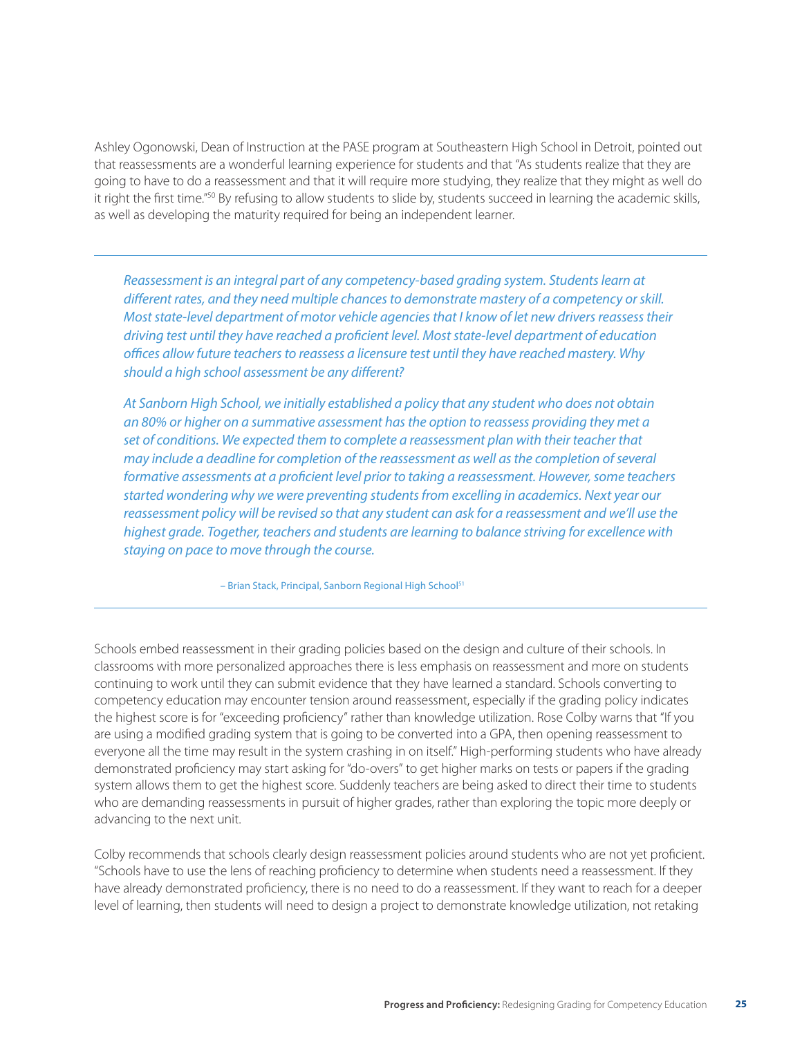Ashley Ogonowski, Dean of Instruction at the PASE program at Southeastern High School in Detroit, pointed out that reassessments are a wonderful learning experience for students and that "As students realize that they are going to have to do a reassessment and that it will require more studying, they realize that they might as well do it right the first time."[50] By refusing to allow students to slide by, students succeed in learning the academic skills, as well as developing the maturity required for being an independent learner.

---

*Reassessment is an integral part of any competency-based grading system. Students learn at different rates, and they need multiple chances to demonstrate mastery of a competency or skill. Most state-level department of motor vehicle agencies that I know of let new drivers reassess their driving test until they have reached a proficient level. Most state-level department of education offices allow future teachers to reassess a licensure test until they have reached mastery. Why should a high school assessment be any different?*

*At Sanborn High School, we initially established a policy that any student who does not obtain an 80% or higher on a summative assessment has the option to reassess providing they met a set of conditions. We expected them to complete a reassessment plan with their teacher that may include a deadline for completion of the reassessment as well as the completion of several formative assessments at a proficient level prior to taking a reassessment. However, some teachers started wondering why we were preventing students from excelling in academics. Next year our reassessment policy will be revised so that any student can ask for a reassessment and we'll use the highest grade. Together, teachers and students are learning to balance striving for excellence with staying on pace to move through the course.*

– Brian Stack, Principal, Sanborn Regional High School[51]

---

Schools embed reassessment in their grading policies based on the design and culture of their schools. In classrooms with more personalized approaches there is less emphasis on reassessment and more on students continuing to work until they can submit evidence that they have learned a standard. Schools converting to competency education may encounter tension around reassessment, especially if the grading policy indicates the highest score is for "exceeding proficiency" rather than knowledge utilization. Rose Colby warns that "If you are using a modified grading system that is going to be converted into a GPA, then opening reassessment to everyone all the time may result in the system crashing in on itself." High-performing students who have already demonstrated proficiency may start asking for "do-overs" to get higher marks on tests or papers if the grading system allows them to get the highest score. Suddenly teachers are being asked to direct their time to students who are demanding reassessments in pursuit of higher grades, rather than exploring the topic more deeply or advancing to the next unit.

Colby recommends that schools clearly design reassessment policies around students who are not yet proficient. "Schools have to use the lens of reaching proficiency to determine when students need a reassessment. If they have already demonstrated proficiency, there is no need to do a reassessment. If they want to reach for a deeper level of learning, then students will need to design a project to demonstrate knowledge utilization, not retaking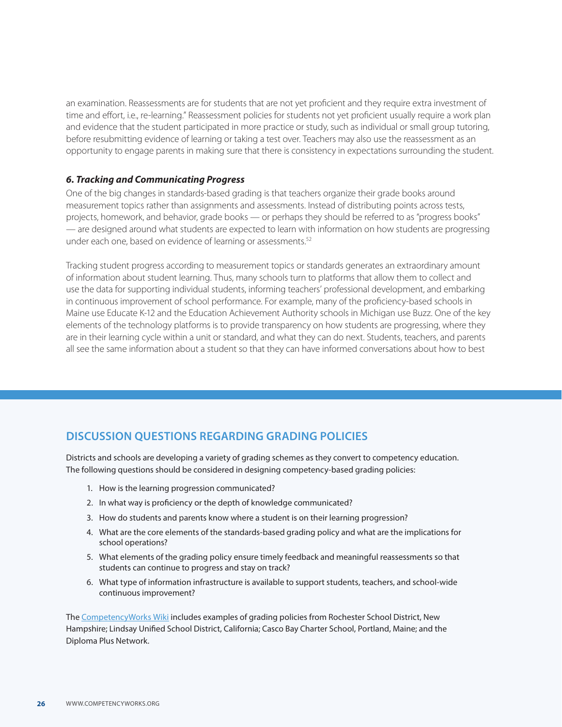an examination. Reassessments are for students that are not yet proficient and they require extra investment of time and effort, i.e., re-learning." Reassessment policies for students not yet proficient usually require a work plan and evidence that the student participated in more practice or study, such as individual or small group tutoring, before resubmitting evidence of learning or taking a test over. Teachers may also use the reassessment as an opportunity to engage parents in making sure that there is consistency in expectations surrounding the student.

#### *6. Tracking and Communicating Progress*

One of the big changes in standards-based grading is that teachers organize their grade books around measurement topics rather than assignments and assessments. Instead of distributing points across tests, projects, homework, and behavior, grade books — or perhaps they should be referred to as "progress books" — are designed around what students are expected to learn with information on how students are progressing under each one, based on evidence of learning or assessments.[52]

Tracking student progress according to measurement topics or standards generates an extraordinary amount of information about student learning. Thus, many schools turn to platforms that allow them to collect and use the data for supporting individual students, informing teachers' professional development, and embarking in continuous improvement of school performance. For example, many of the proficiency-based schools in Maine use Educate K-12 and the Education Achievement Authority schools in Michigan use Buzz. One of the key elements of the technology platforms is to provide transparency on how students are progressing, where they are in their learning cycle within a unit or standard, and what they can do next. Students, teachers, and parents all see the same information about a student so that they can have informed conversations about how to best

## DISCUSSION QUESTIONS REGARDING GRADING POLICIES

Districts and schools are developing a variety of grading schemes as they convert to competency education. The following questions should be considered in designing competency-based grading policies:

1. How is the learning progression communicated?
2. In what way is proficiency or the depth of knowledge communicated?
3. How do students and parents know where a student is on their learning progression?
4. What are the core elements of the standards-based grading policy and what are the implications for school operations?
5. What elements of the grading policy ensure timely feedback and meaningful reassessments so that students can continue to progress and stay on track?
6. What type of information infrastructure is available to support students, teachers, and school-wide continuous improvement?

The CompetencyWorks Wiki includes examples of grading policies from Rochester School District, New Hampshire; Lindsay Unified School District, California; Casco Bay Charter School, Portland, Maine; and the Diploma Plus Network.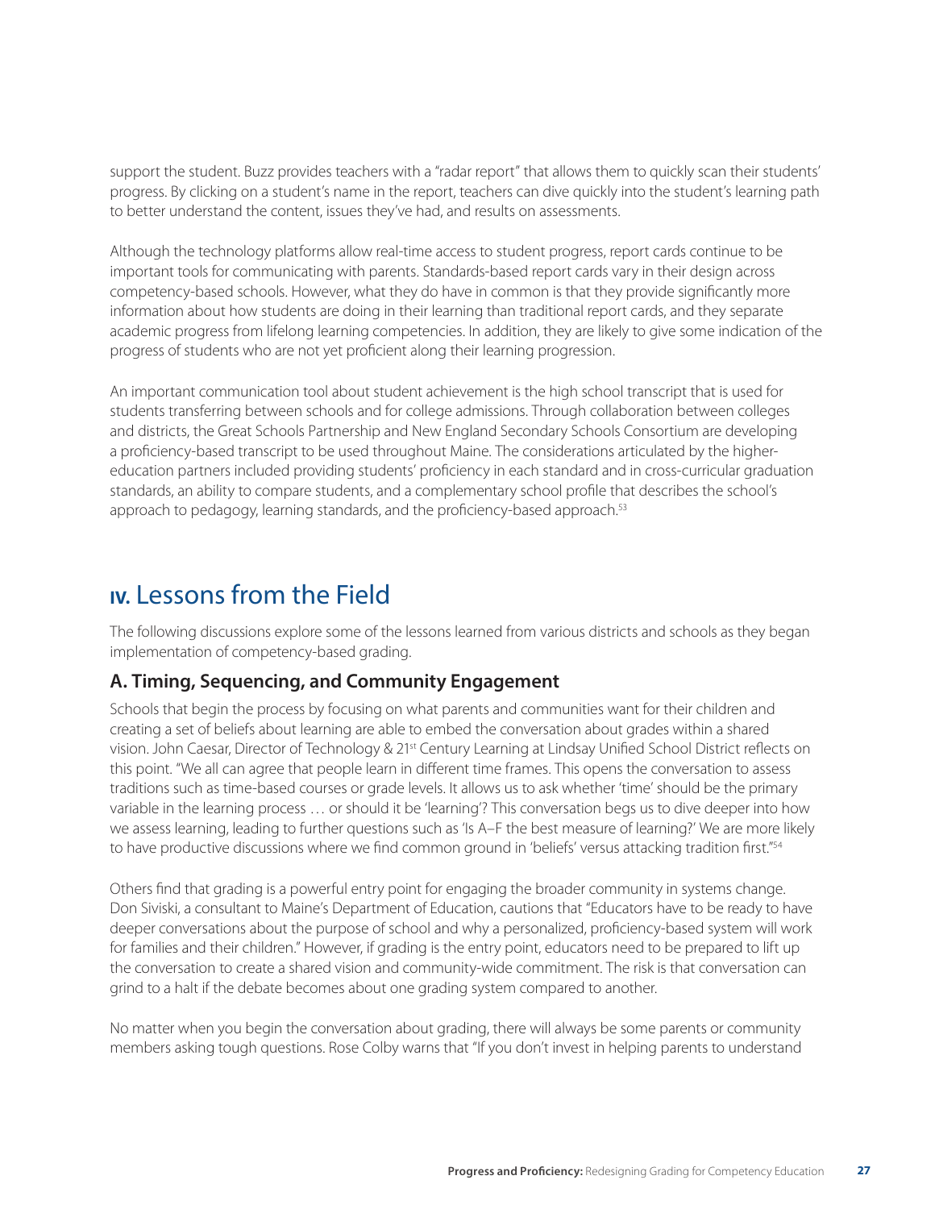support the student. Buzz provides teachers with a "radar report" that allows them to quickly scan their students' progress. By clicking on a student's name in the report, teachers can dive quickly into the student's learning path to better understand the content, issues they've had, and results on assessments.

Although the technology platforms allow real-time access to student progress, report cards continue to be important tools for communicating with parents. Standards-based report cards vary in their design across competency-based schools. However, what they do have in common is that they provide significantly more information about how students are doing in their learning than traditional report cards, and they separate academic progress from lifelong learning competencies. In addition, they are likely to give some indication of the progress of students who are not yet proficient along their learning progression.

An important communication tool about student achievement is the high school transcript that is used for students transferring between schools and for college admissions. Through collaboration between colleges and districts, the Great Schools Partnership and New England Secondary Schools Consortium are developing a proficiency-based transcript to be used throughout Maine. The considerations articulated by the higher-education partners included providing students' proficiency in each standard and in cross-curricular graduation standards, an ability to compare students, and a complementary school profile that describes the school's approach to pedagogy, learning standards, and the proficiency-based approach.[53]

## IV. Lessons from the Field

The following discussions explore some of the lessons learned from various districts and schools as they began implementation of competency-based grading.

### A. Timing, Sequencing, and Community Engagement

Schools that begin the process by focusing on what parents and communities want for their children and creating a set of beliefs about learning are able to embed the conversation about grades within a shared vision. John Caesar, Director of Technology & 21st Century Learning at Lindsay Unified School District reflects on this point. "We all can agree that people learn in different time frames. This opens the conversation to assess traditions such as time-based courses or grade levels. It allows us to ask whether 'time' should be the primary variable in the learning process … or should it be 'learning'? This conversation begs us to dive deeper into how we assess learning, leading to further questions such as 'Is A–F the best measure of learning?' We are more likely to have productive discussions where we find common ground in 'beliefs' versus attacking tradition first."[54]

Others find that grading is a powerful entry point for engaging the broader community in systems change. Don Siviski, a consultant to Maine's Department of Education, cautions that "Educators have to be ready to have deeper conversations about the purpose of school and why a personalized, proficiency-based system will work for families and their children." However, if grading is the entry point, educators need to be prepared to lift up the conversation to create a shared vision and community-wide commitment. The risk is that conversation can grind to a halt if the debate becomes about one grading system compared to another.

No matter when you begin the conversation about grading, there will always be some parents or community members asking tough questions. Rose Colby warns that "If you don't invest in helping parents to understand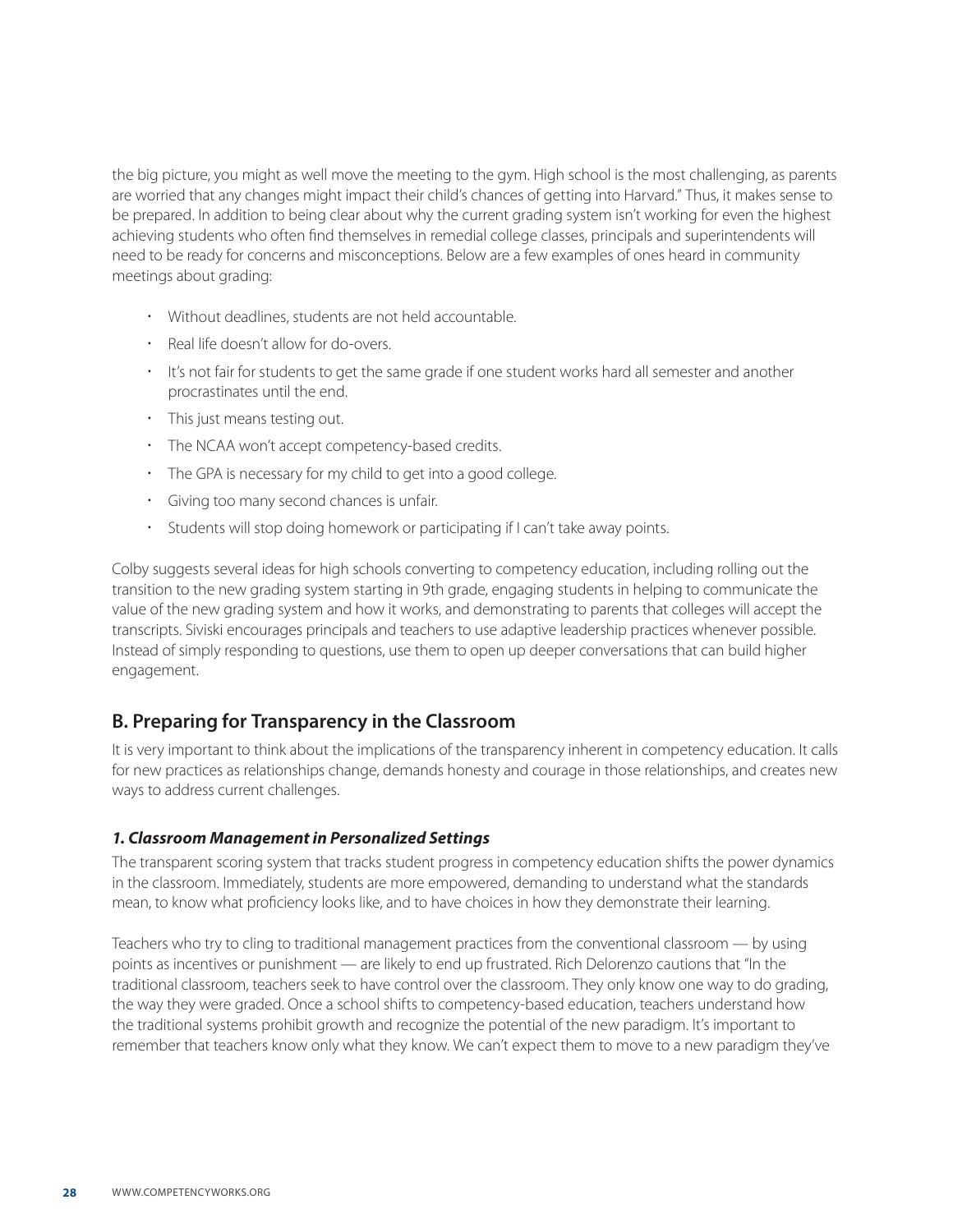the big picture, you might as well move the meeting to the gym. High school is the most challenging, as parents are worried that any changes might impact their child's chances of getting into Harvard." Thus, it makes sense to be prepared. In addition to being clear about why the current grading system isn't working for even the highest achieving students who often find themselves in remedial college classes, principals and superintendents will need to be ready for concerns and misconceptions. Below are a few examples of ones heard in community meetings about grading:

- Without deadlines, students are not held accountable.
- Real life doesn't allow for do-overs.
- It's not fair for students to get the same grade if one student works hard all semester and another procrastinates until the end.
- This just means testing out.
- The NCAA won't accept competency-based credits.
- The GPA is necessary for my child to get into a good college.
- Giving too many second chances is unfair.
- Students will stop doing homework or participating if I can't take away points.

Colby suggests several ideas for high schools converting to competency education, including rolling out the transition to the new grading system starting in 9th grade, engaging students in helping to communicate the value of the new grading system and how it works, and demonstrating to parents that colleges will accept the transcripts. Siviski encourages principals and teachers to use adaptive leadership practices whenever possible. Instead of simply responding to questions, use them to open up deeper conversations that can build higher engagement.

## B. Preparing for Transparency in the Classroom

It is very important to think about the implications of the transparency inherent in competency education. It calls for new practices as relationships change, demands honesty and courage in those relationships, and creates new ways to address current challenges.

### *1. Classroom Management in Personalized Settings*

The transparent scoring system that tracks student progress in competency education shifts the power dynamics in the classroom. Immediately, students are more empowered, demanding to understand what the standards mean, to know what proficiency looks like, and to have choices in how they demonstrate their learning.

Teachers who try to cling to traditional management practices from the conventional classroom — by using points as incentives or punishment — are likely to end up frustrated. Rich Delorenzo cautions that "In the traditional classroom, teachers seek to have control over the classroom. They only know one way to do grading, the way they were graded. Once a school shifts to competency-based education, teachers understand how the traditional systems prohibit growth and recognize the potential of the new paradigm. It's important to remember that teachers know only what they know. We can't expect them to move to a new paradigm they've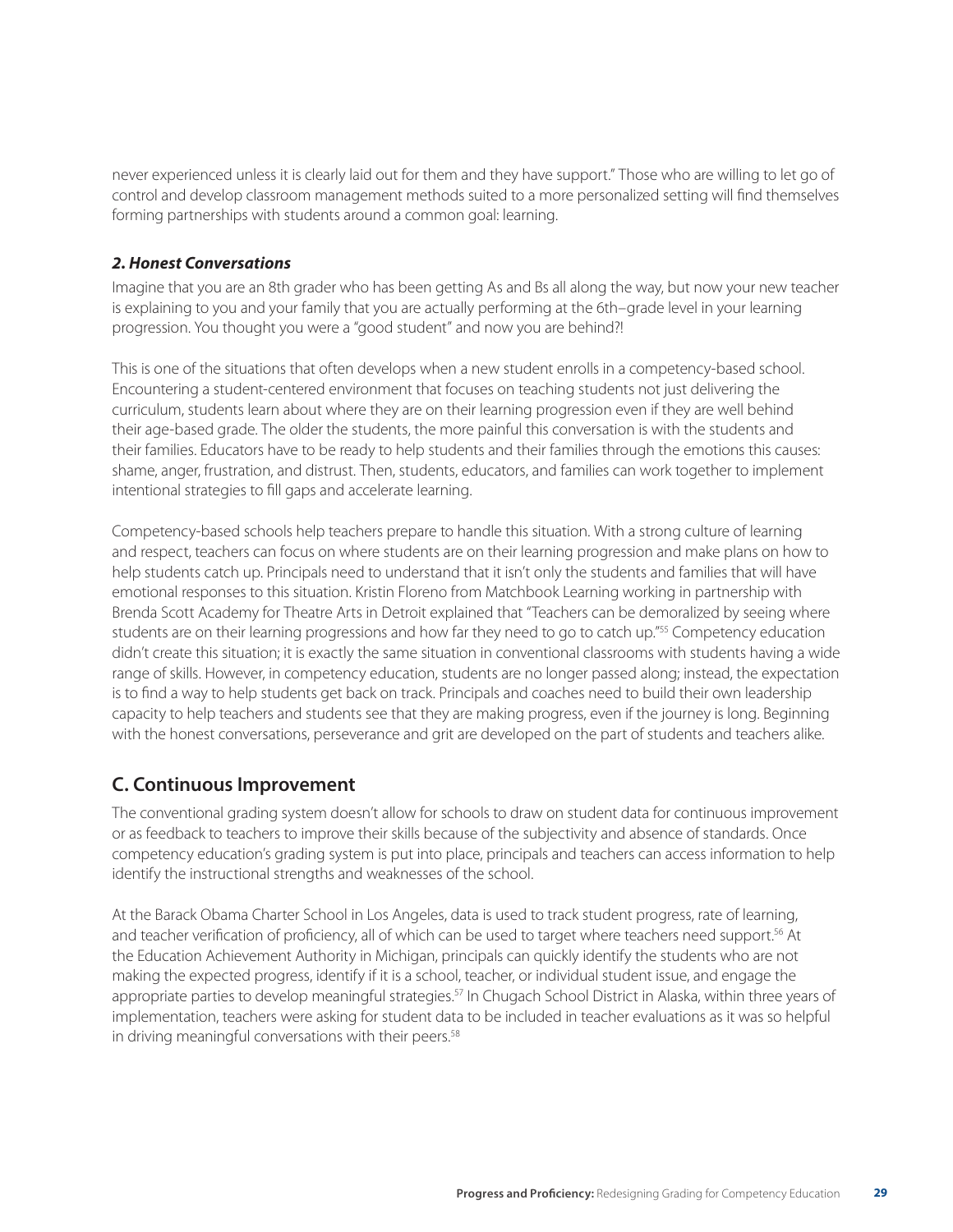never experienced unless it is clearly laid out for them and they have support." Those who are willing to let go of control and develop classroom management methods suited to a more personalized setting will find themselves forming partnerships with students around a common goal: learning.

### *2. Honest Conversations*

Imagine that you are an 8th grader who has been getting As and Bs all along the way, but now your new teacher is explaining to you and your family that you are actually performing at the 6th–grade level in your learning progression. You thought you were a "good student" and now you are behind?!

This is one of the situations that often develops when a new student enrolls in a competency-based school. Encountering a student-centered environment that focuses on teaching students not just delivering the curriculum, students learn about where they are on their learning progression even if they are well behind their age-based grade. The older the students, the more painful this conversation is with the students and their families. Educators have to be ready to help students and their families through the emotions this causes: shame, anger, frustration, and distrust. Then, students, educators, and families can work together to implement intentional strategies to fill gaps and accelerate learning.

Competency-based schools help teachers prepare to handle this situation. With a strong culture of learning and respect, teachers can focus on where students are on their learning progression and make plans on how to help students catch up. Principals need to understand that it isn't only the students and families that will have emotional responses to this situation. Kristin Floreno from Matchbook Learning working in partnership with Brenda Scott Academy for Theatre Arts in Detroit explained that "Teachers can be demoralized by seeing where students are on their learning progressions and how far they need to go to catch up."[55] Competency education didn't create this situation; it is exactly the same situation in conventional classrooms with students having a wide range of skills. However, in competency education, students are no longer passed along; instead, the expectation is to find a way to help students get back on track. Principals and coaches need to build their own leadership capacity to help teachers and students see that they are making progress, even if the journey is long. Beginning with the honest conversations, perseverance and grit are developed on the part of students and teachers alike.

## C. Continuous Improvement

The conventional grading system doesn't allow for schools to draw on student data for continuous improvement or as feedback to teachers to improve their skills because of the subjectivity and absence of standards. Once competency education's grading system is put into place, principals and teachers can access information to help identify the instructional strengths and weaknesses of the school.

At the Barack Obama Charter School in Los Angeles, data is used to track student progress, rate of learning, and teacher verification of proficiency, all of which can be used to target where teachers need support.[56] At the Education Achievement Authority in Michigan, principals can quickly identify the students who are not making the expected progress, identify if it is a school, teacher, or individual student issue, and engage the appropriate parties to develop meaningful strategies.[57] In Chugach School District in Alaska, within three years of implementation, teachers were asking for student data to be included in teacher evaluations as it was so helpful in driving meaningful conversations with their peers.[58]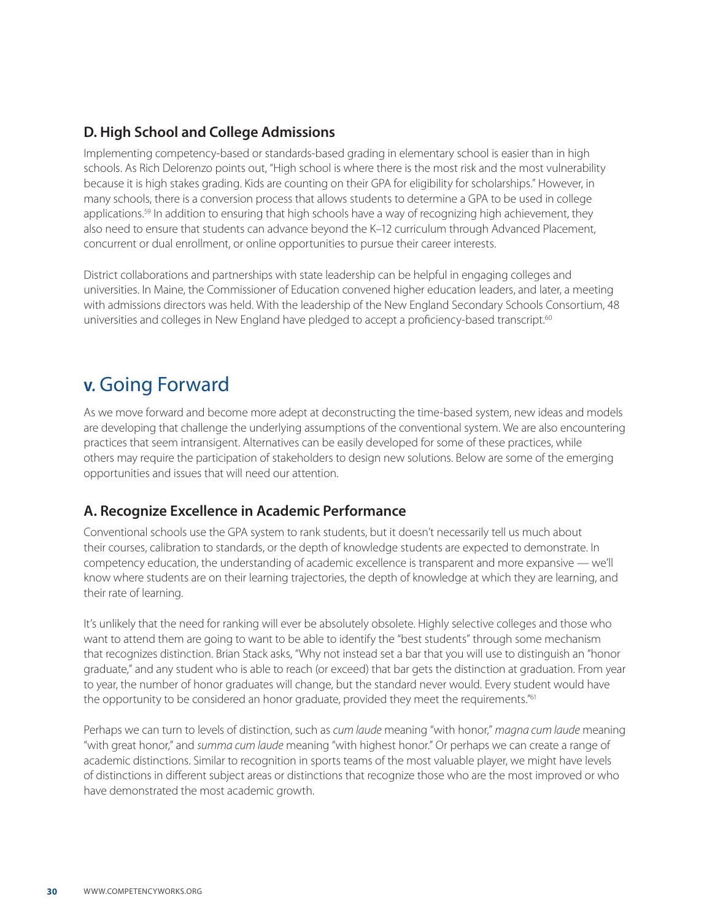### D. High School and College Admissions

Implementing competency-based or standards-based grading in elementary school is easier than in high schools. As Rich Delorenzo points out, "High school is where there is the most risk and the most vulnerability because it is high stakes grading. Kids are counting on their GPA for eligibility for scholarships." However, in many schools, there is a conversion process that allows students to determine a GPA to be used in college applications.[59] In addition to ensuring that high schools have a way of recognizing high achievement, they also need to ensure that students can advance beyond the K–12 curriculum through Advanced Placement, concurrent or dual enrollment, or online opportunities to pursue their career interests.

District collaborations and partnerships with state leadership can be helpful in engaging colleges and universities. In Maine, the Commissioner of Education convened higher education leaders, and later, a meeting with admissions directors was held. With the leadership of the New England Secondary Schools Consortium, 48 universities and colleges in New England have pledged to accept a proficiency-based transcript.[60]

## v. Going Forward

As we move forward and become more adept at deconstructing the time-based system, new ideas and models are developing that challenge the underlying assumptions of the conventional system. We are also encountering practices that seem intransigent. Alternatives can be easily developed for some of these practices, while others may require the participation of stakeholders to design new solutions. Below are some of the emerging opportunities and issues that will need our attention.

### A. Recognize Excellence in Academic Performance

Conventional schools use the GPA system to rank students, but it doesn't necessarily tell us much about their courses, calibration to standards, or the depth of knowledge students are expected to demonstrate. In competency education, the understanding of academic excellence is transparent and more expansive — we'll know where students are on their learning trajectories, the depth of knowledge at which they are learning, and their rate of learning.

It's unlikely that the need for ranking will ever be absolutely obsolete. Highly selective colleges and those who want to attend them are going to want to be able to identify the "best students" through some mechanism that recognizes distinction. Brian Stack asks, "Why not instead set a bar that you will use to distinguish an "honor graduate," and any student who is able to reach (or exceed) that bar gets the distinction at graduation. From year to year, the number of honor graduates will change, but the standard never would. Every student would have the opportunity to be considered an honor graduate, provided they meet the requirements."[61]

Perhaps we can turn to levels of distinction, such as *cum laude* meaning "with honor," *magna cum laude* meaning "with great honor," and *summa cum laude* meaning "with highest honor." Or perhaps we can create a range of academic distinctions. Similar to recognition in sports teams of the most valuable player, we might have levels of distinctions in different subject areas or distinctions that recognize those who are the most improved or who have demonstrated the most academic growth.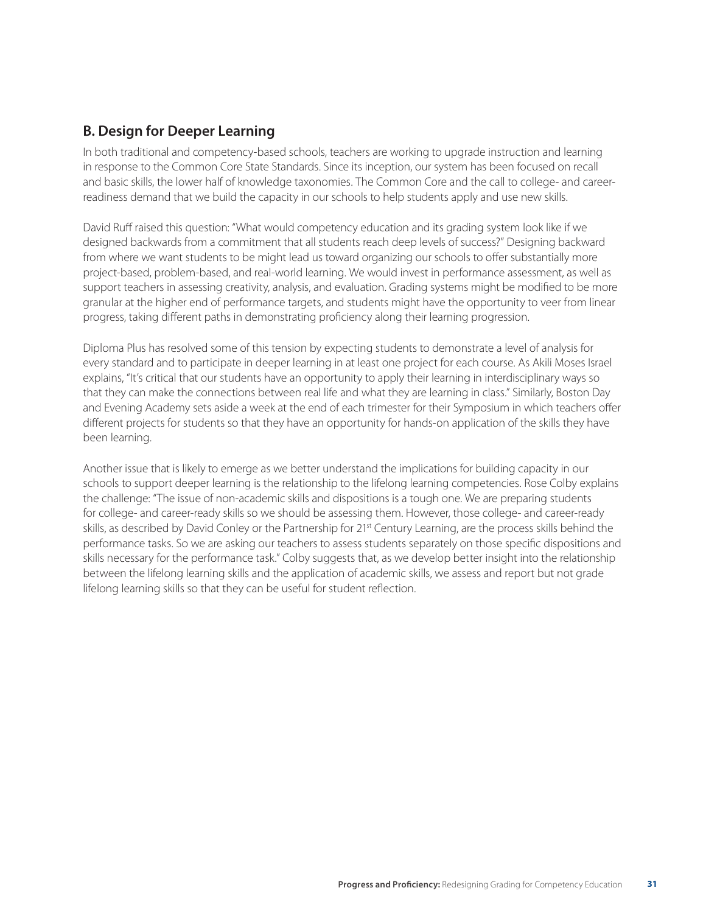## B. Design for Deeper Learning

In both traditional and competency-based schools, teachers are working to upgrade instruction and learning in response to the Common Core State Standards. Since its inception, our system has been focused on recall and basic skills, the lower half of knowledge taxonomies. The Common Core and the call to college- and career-readiness demand that we build the capacity in our schools to help students apply and use new skills.

David Ruff raised this question: "What would competency education and its grading system look like if we designed backwards from a commitment that all students reach deep levels of success?" Designing backward from where we want students to be might lead us toward organizing our schools to offer substantially more project-based, problem-based, and real-world learning. We would invest in performance assessment, as well as support teachers in assessing creativity, analysis, and evaluation. Grading systems might be modified to be more granular at the higher end of performance targets, and students might have the opportunity to veer from linear progress, taking different paths in demonstrating proficiency along their learning progression.

Diploma Plus has resolved some of this tension by expecting students to demonstrate a level of analysis for every standard and to participate in deeper learning in at least one project for each course. As Akili Moses Israel explains, "It's critical that our students have an opportunity to apply their learning in interdisciplinary ways so that they can make the connections between real life and what they are learning in class." Similarly, Boston Day and Evening Academy sets aside a week at the end of each trimester for their Symposium in which teachers offer different projects for students so that they have an opportunity for hands-on application of the skills they have been learning.

Another issue that is likely to emerge as we better understand the implications for building capacity in our schools to support deeper learning is the relationship to the lifelong learning competencies. Rose Colby explains the challenge: "The issue of non-academic skills and dispositions is a tough one. We are preparing students for college- and career-ready skills so we should be assessing them. However, those college- and career-ready skills, as described by David Conley or the Partnership for 21st Century Learning, are the process skills behind the performance tasks. So we are asking our teachers to assess students separately on those specific dispositions and skills necessary for the performance task." Colby suggests that, as we develop better insight into the relationship between the lifelong learning skills and the application of academic skills, we assess and report but not grade lifelong learning skills so that they can be useful for student reflection.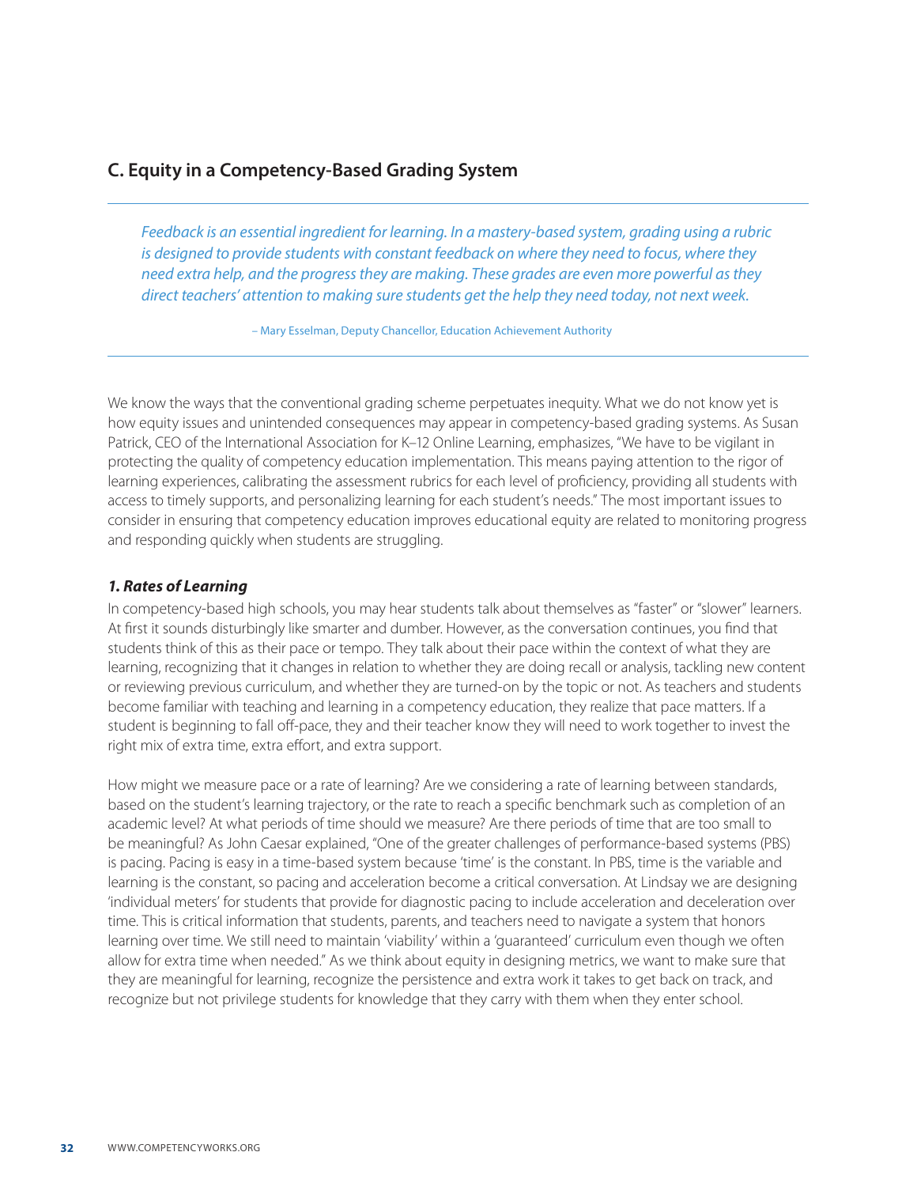## C. Equity in a Competency-Based Grading System

> *Feedback is an essential ingredient for learning. In a mastery-based system, grading using a rubric is designed to provide students with constant feedback on where they need to focus, where they need extra help, and the progress they are making. These grades are even more powerful as they direct teachers' attention to making sure students get the help they need today, not next week.*
>
> – Mary Esselman, Deputy Chancellor, Education Achievement Authority

We know the ways that the conventional grading scheme perpetuates inequity. What we do not know yet is how equity issues and unintended consequences may appear in competency-based grading systems. As Susan Patrick, CEO of the International Association for K–12 Online Learning, emphasizes, "We have to be vigilant in protecting the quality of competency education implementation. This means paying attention to the rigor of learning experiences, calibrating the assessment rubrics for each level of proficiency, providing all students with access to timely supports, and personalizing learning for each student's needs." The most important issues to consider in ensuring that competency education improves educational equity are related to monitoring progress and responding quickly when students are struggling.

### *1. Rates of Learning*

In competency-based high schools, you may hear students talk about themselves as "faster" or "slower" learners. At first it sounds disturbingly like smarter and dumber. However, as the conversation continues, you find that students think of this as their pace or tempo. They talk about their pace within the context of what they are learning, recognizing that it changes in relation to whether they are doing recall or analysis, tackling new content or reviewing previous curriculum, and whether they are turned-on by the topic or not. As teachers and students become familiar with teaching and learning in a competency education, they realize that pace matters. If a student is beginning to fall off-pace, they and their teacher know they will need to work together to invest the right mix of extra time, extra effort, and extra support.

How might we measure pace or a rate of learning? Are we considering a rate of learning between standards, based on the student's learning trajectory, or the rate to reach a specific benchmark such as completion of an academic level? At what periods of time should we measure? Are there periods of time that are too small to be meaningful? As John Caesar explained, "One of the greater challenges of performance-based systems (PBS) is pacing. Pacing is easy in a time-based system because 'time' is the constant. In PBS, time is the variable and learning is the constant, so pacing and acceleration become a critical conversation. At Lindsay we are designing 'individual meters' for students that provide for diagnostic pacing to include acceleration and deceleration over time. This is critical information that students, parents, and teachers need to navigate a system that honors learning over time. We still need to maintain 'viability' within a 'guaranteed' curriculum even though we often allow for extra time when needed." As we think about equity in designing metrics, we want to make sure that they are meaningful for learning, recognize the persistence and extra work it takes to get back on track, and recognize but not privilege students for knowledge that they carry with them when they enter school.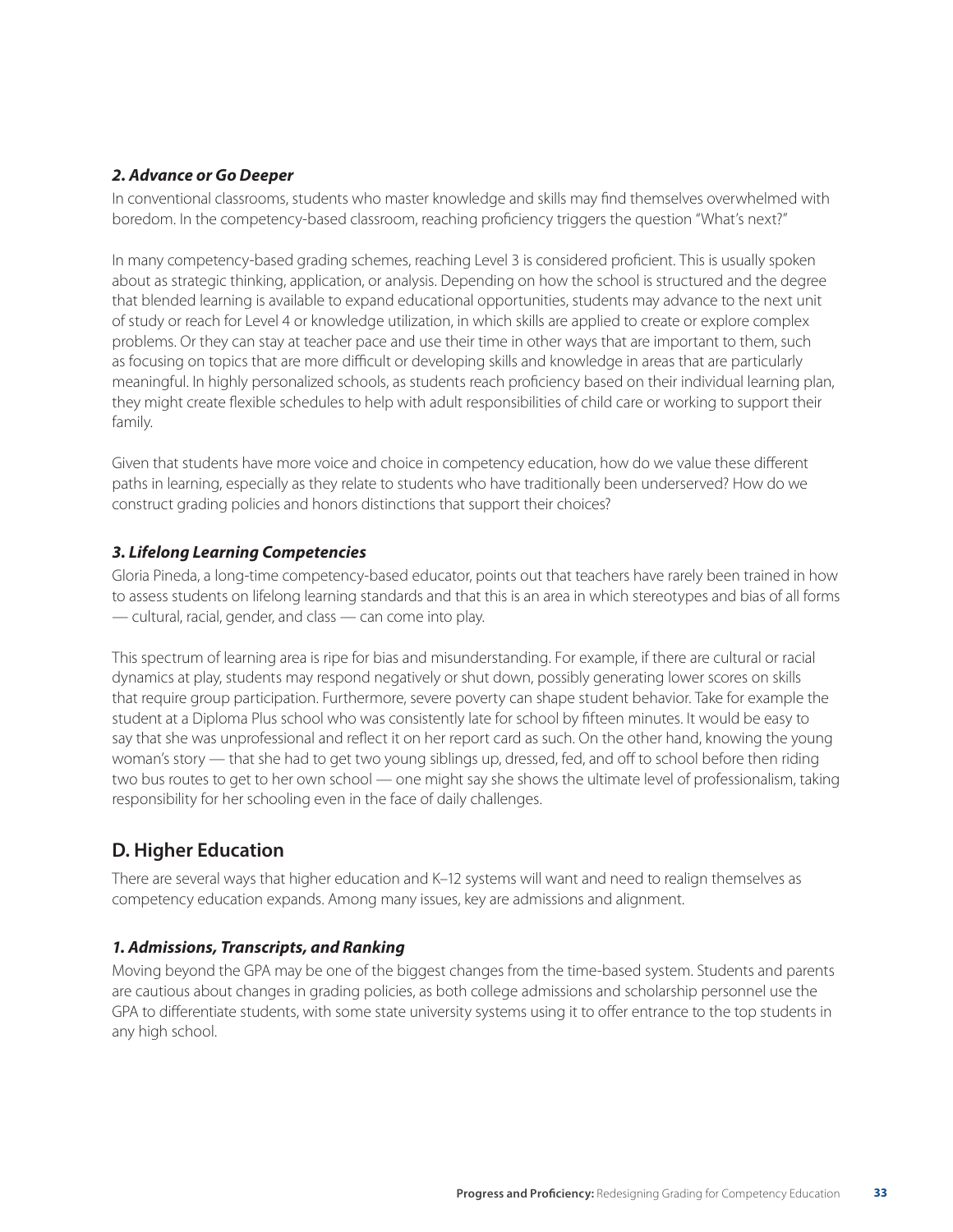### *2. Advance or Go Deeper*

In conventional classrooms, students who master knowledge and skills may find themselves overwhelmed with boredom. In the competency-based classroom, reaching proficiency triggers the question "What's next?"

In many competency-based grading schemes, reaching Level 3 is considered proficient. This is usually spoken about as strategic thinking, application, or analysis. Depending on how the school is structured and the degree that blended learning is available to expand educational opportunities, students may advance to the next unit of study or reach for Level 4 or knowledge utilization, in which skills are applied to create or explore complex problems. Or they can stay at teacher pace and use their time in other ways that are important to them, such as focusing on topics that are more difficult or developing skills and knowledge in areas that are particularly meaningful. In highly personalized schools, as students reach proficiency based on their individual learning plan, they might create flexible schedules to help with adult responsibilities of child care or working to support their family.

Given that students have more voice and choice in competency education, how do we value these different paths in learning, especially as they relate to students who have traditionally been underserved? How do we construct grading policies and honors distinctions that support their choices?

### *3. Lifelong Learning Competencies*

Gloria Pineda, a long-time competency-based educator, points out that teachers have rarely been trained in how to assess students on lifelong learning standards and that this is an area in which stereotypes and bias of all forms — cultural, racial, gender, and class — can come into play.

This spectrum of learning area is ripe for bias and misunderstanding. For example, if there are cultural or racial dynamics at play, students may respond negatively or shut down, possibly generating lower scores on skills that require group participation. Furthermore, severe poverty can shape student behavior. Take for example the student at a Diploma Plus school who was consistently late for school by fifteen minutes. It would be easy to say that she was unprofessional and reflect it on her report card as such. On the other hand, knowing the young woman's story — that she had to get two young siblings up, dressed, fed, and off to school before then riding two bus routes to get to her own school — one might say she shows the ultimate level of professionalism, taking responsibility for her schooling even in the face of daily challenges.

## D. Higher Education

There are several ways that higher education and K–12 systems will want and need to realign themselves as competency education expands. Among many issues, key are admissions and alignment.

### *1. Admissions, Transcripts, and Ranking*

Moving beyond the GPA may be one of the biggest changes from the time-based system. Students and parents are cautious about changes in grading policies, as both college admissions and scholarship personnel use the GPA to differentiate students, with some state university systems using it to offer entrance to the top students in any high school.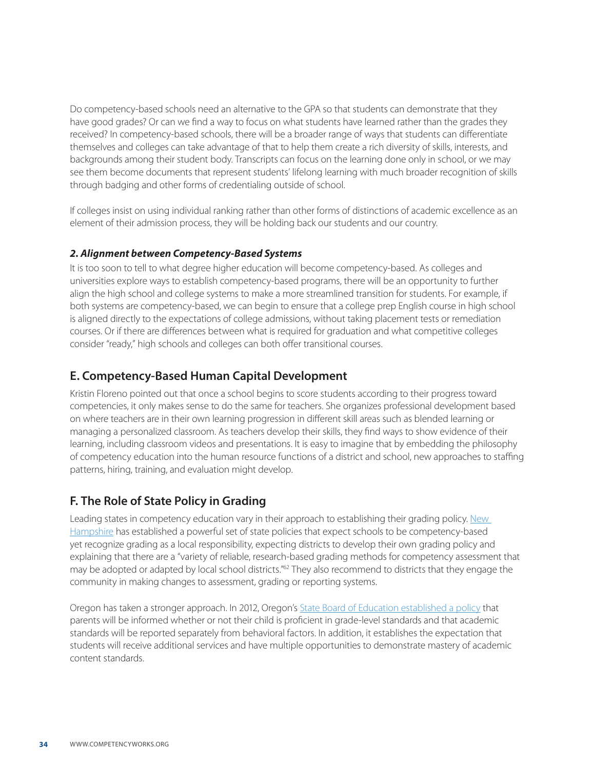Do competency-based schools need an alternative to the GPA so that students can demonstrate that they have good grades? Or can we find a way to focus on what students have learned rather than the grades they received? In competency-based schools, there will be a broader range of ways that students can differentiate themselves and colleges can take advantage of that to help them create a rich diversity of skills, interests, and backgrounds among their student body. Transcripts can focus on the learning done only in school, or we may see them become documents that represent students' lifelong learning with much broader recognition of skills through badging and other forms of credentialing outside of school.

If colleges insist on using individual ranking rather than other forms of distinctions of academic excellence as an element of their admission process, they will be holding back our students and our country.

#### *2. Alignment between Competency-Based Systems*

It is too soon to tell to what degree higher education will become competency-based. As colleges and universities explore ways to establish competency-based programs, there will be an opportunity to further align the high school and college systems to make a more streamlined transition for students. For example, if both systems are competency-based, we can begin to ensure that a college prep English course in high school is aligned directly to the expectations of college admissions, without taking placement tests or remediation courses. Or if there are differences between what is required for graduation and what competitive colleges consider "ready," high schools and colleges can both offer transitional courses.

## E. Competency-Based Human Capital Development

Kristin Floreno pointed out that once a school begins to score students according to their progress toward competencies, it only makes sense to do the same for teachers. She organizes professional development based on where teachers are in their own learning progression in different skill areas such as blended learning or managing a personalized classroom. As teachers develop their skills, they find ways to show evidence of their learning, including classroom videos and presentations. It is easy to imagine that by embedding the philosophy of competency education into the human resource functions of a district and school, new approaches to staffing patterns, hiring, training, and evaluation might develop.

## F. The Role of State Policy in Grading

Leading states in competency education vary in their approach to establishing their grading policy. New Hampshire has established a powerful set of state policies that expect schools to be competency-based yet recognize grading as a local responsibility, expecting districts to develop their own grading policy and explaining that there are a "variety of reliable, research-based grading methods for competency assessment that may be adopted or adapted by local school districts."[62] They also recommend to districts that they engage the community in making changes to assessment, grading or reporting systems.

Oregon has taken a stronger approach. In 2012, Oregon's State Board of Education established a policy that parents will be informed whether or not their child is proficient in grade-level standards and that academic standards will be reported separately from behavioral factors. In addition, it establishes the expectation that students will receive additional services and have multiple opportunities to demonstrate mastery of academic content standards.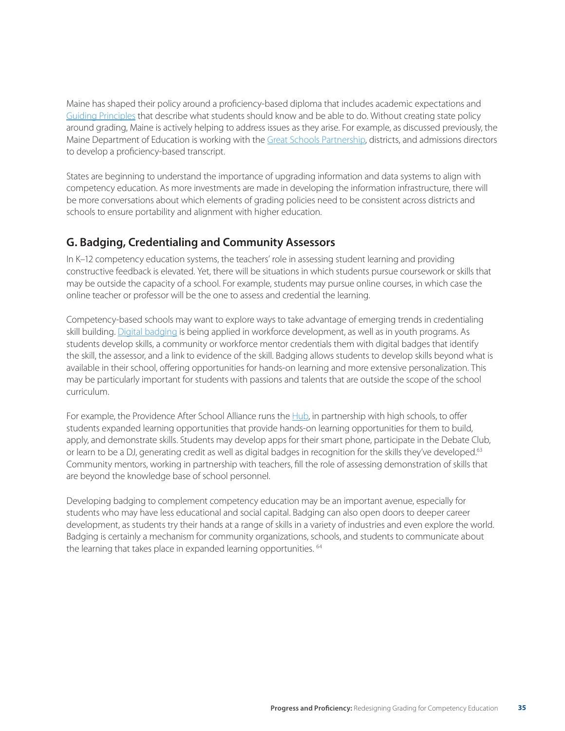Maine has shaped their policy around a proficiency-based diploma that includes academic expectations and Guiding Principles that describe what students should know and be able to do. Without creating state policy around grading, Maine is actively helping to address issues as they arise. For example, as discussed previously, the Maine Department of Education is working with the Great Schools Partnership, districts, and admissions directors to develop a proficiency-based transcript.

States are beginning to understand the importance of upgrading information and data systems to align with competency education. As more investments are made in developing the information infrastructure, there will be more conversations about which elements of grading policies need to be consistent across districts and schools to ensure portability and alignment with higher education.

## G. Badging, Credentialing and Community Assessors

In K–12 competency education systems, the teachers' role in assessing student learning and providing constructive feedback is elevated. Yet, there will be situations in which students pursue coursework or skills that may be outside the capacity of a school. For example, students may pursue online courses, in which case the online teacher or professor will be the one to assess and credential the learning.

Competency-based schools may want to explore ways to take advantage of emerging trends in credentialing skill building. Digital badging is being applied in workforce development, as well as in youth programs. As students develop skills, a community or workforce mentor credentials them with digital badges that identify the skill, the assessor, and a link to evidence of the skill. Badging allows students to develop skills beyond what is available in their school, offering opportunities for hands-on learning and more extensive personalization. This may be particularly important for students with passions and talents that are outside the scope of the school curriculum.

For example, the Providence After School Alliance runs the Hub, in partnership with high schools, to offer students expanded learning opportunities that provide hands-on learning opportunities for them to build, apply, and demonstrate skills. Students may develop apps for their smart phone, participate in the Debate Club, or learn to be a DJ, generating credit as well as digital badges in recognition for the skills they've developed.[63] Community mentors, working in partnership with teachers, fill the role of assessing demonstration of skills that are beyond the knowledge base of school personnel.

Developing badging to complement competency education may be an important avenue, especially for students who may have less educational and social capital. Badging can also open doors to deeper career development, as students try their hands at a range of skills in a variety of industries and even explore the world. Badging is certainly a mechanism for community organizations, schools, and students to communicate about the learning that takes place in expanded learning opportunities. [64]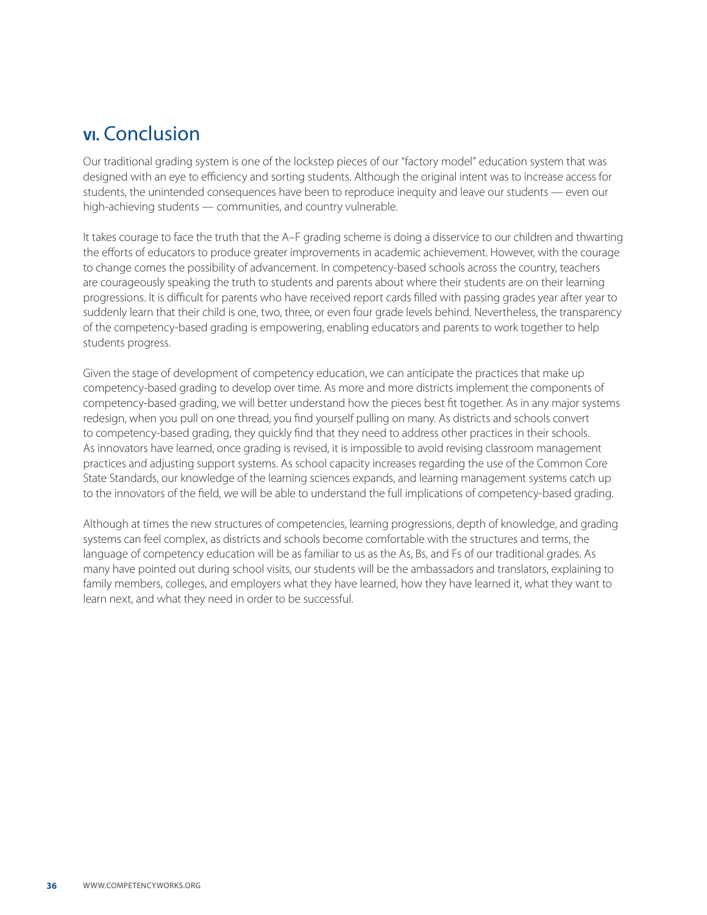## VI. Conclusion

Our traditional grading system is one of the lockstep pieces of our "factory model" education system that was designed with an eye to efficiency and sorting students. Although the original intent was to increase access for students, the unintended consequences have been to reproduce inequity and leave our students — even our high-achieving students — communities, and country vulnerable.

It takes courage to face the truth that the A–F grading scheme is doing a disservice to our children and thwarting the efforts of educators to produce greater improvements in academic achievement. However, with the courage to change comes the possibility of advancement. In competency-based schools across the country, teachers are courageously speaking the truth to students and parents about where their students are on their learning progressions. It is difficult for parents who have received report cards filled with passing grades year after year to suddenly learn that their child is one, two, three, or even four grade levels behind. Nevertheless, the transparency of the competency-based grading is empowering, enabling educators and parents to work together to help students progress.

Given the stage of development of competency education, we can anticipate the practices that make up competency-based grading to develop over time. As more and more districts implement the components of competency-based grading, we will better understand how the pieces best fit together. As in any major systems redesign, when you pull on one thread, you find yourself pulling on many. As districts and schools convert to competency-based grading, they quickly find that they need to address other practices in their schools. As innovators have learned, once grading is revised, it is impossible to avoid revising classroom management practices and adjusting support systems. As school capacity increases regarding the use of the Common Core State Standards, our knowledge of the learning sciences expands, and learning management systems catch up to the innovators of the field, we will be able to understand the full implications of competency-based grading.

Although at times the new structures of competencies, learning progressions, depth of knowledge, and grading systems can feel complex, as districts and schools become comfortable with the structures and terms, the language of competency education will be as familiar to us as the As, Bs, and Fs of our traditional grades. As many have pointed out during school visits, our students will be the ambassadors and translators, explaining to family members, colleges, and employers what they have learned, how they have learned it, what they want to learn next, and what they need in order to be successful.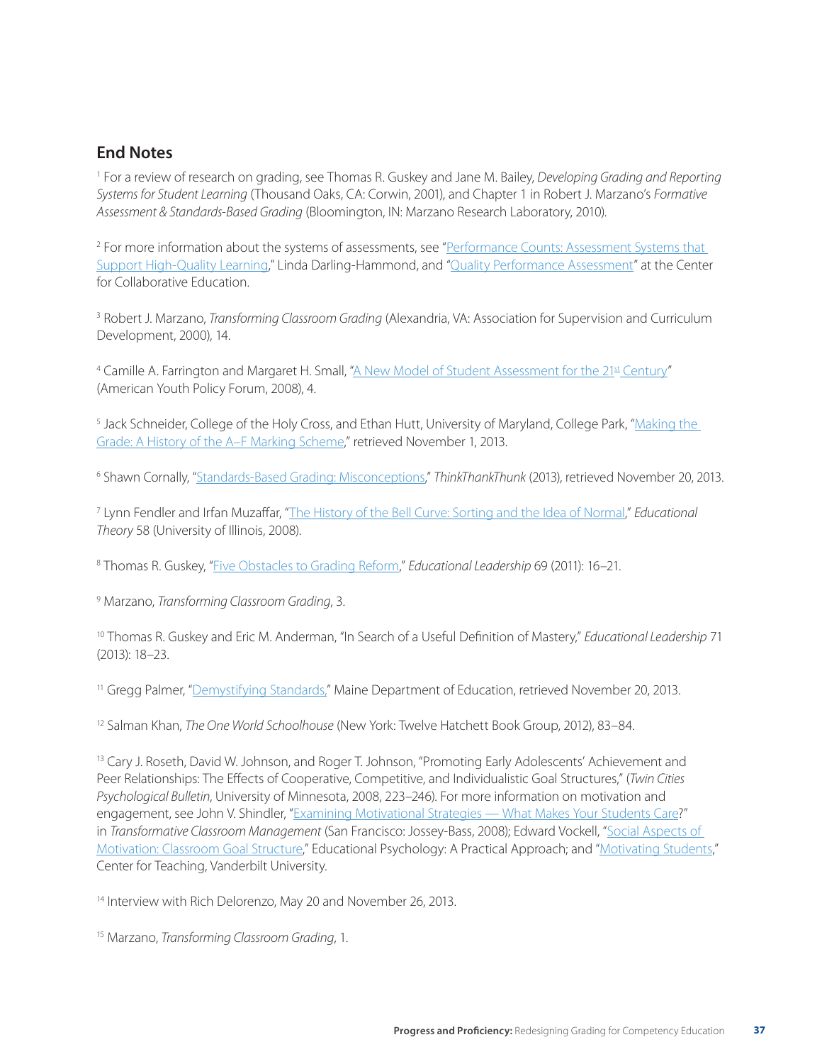## End Notes

[1] For a review of research on grading, see Thomas R. Guskey and Jane M. Bailey, *Developing Grading and Reporting Systems for Student Learning* (Thousand Oaks, CA: Corwin, 2001), and Chapter 1 in Robert J. Marzano's *Formative Assessment & Standards-Based Grading* (Bloomington, IN: Marzano Research Laboratory, 2010).

[2] For more information about the systems of assessments, see "Performance Counts: Assessment Systems that Support High-Quality Learning," Linda Darling-Hammond, and "Quality Performance Assessment" at the Center for Collaborative Education.

[3] Robert J. Marzano, *Transforming Classroom Grading* (Alexandria, VA: Association for Supervision and Curriculum Development, 2000), 14.

[4] Camille A. Farrington and Margaret H. Small, "A New Model of Student Assessment for the 21st Century" (American Youth Policy Forum, 2008), 4.

[5] Jack Schneider, College of the Holy Cross, and Ethan Hutt, University of Maryland, College Park, "Making the Grade: A History of the A–F Marking Scheme," retrieved November 1, 2013.

[6] Shawn Cornally, "Standards-Based Grading: Misconceptions," *ThinkThankThunk* (2013), retrieved November 20, 2013.

[7] Lynn Fendler and Irfan Muzaffar, "The History of the Bell Curve: Sorting and the Idea of Normal," *Educational Theory* 58 (University of Illinois, 2008).

[8] Thomas R. Guskey, "Five Obstacles to Grading Reform," *Educational Leadership* 69 (2011): 16–21.

[9] Marzano, *Transforming Classroom Grading*, 3.

[10] Thomas R. Guskey and Eric M. Anderman, "In Search of a Useful Definition of Mastery," *Educational Leadership* 71 (2013): 18–23.

[11] Gregg Palmer, "Demystifying Standards," Maine Department of Education, retrieved November 20, 2013.

[12] Salman Khan, *The One World Schoolhouse* (New York: Twelve Hatchett Book Group, 2012), 83–84.

[13] Cary J. Roseth, David W. Johnson, and Roger T. Johnson, "Promoting Early Adolescents' Achievement and Peer Relationships: The Effects of Cooperative, Competitive, and Individualistic Goal Structures," (*Twin Cities Psychological Bulletin*, University of Minnesota, 2008, 223–246). For more information on motivation and engagement, see John V. Shindler, "Examining Motivational Strategies — What Makes Your Students Care?" in *Transformative Classroom Management* (San Francisco: Jossey-Bass, 2008); Edward Vockell, "Social Aspects of Motivation: Classroom Goal Structure," Educational Psychology: A Practical Approach; and "Motivating Students," Center for Teaching, Vanderbilt University.

[14] Interview with Rich Delorenzo, May 20 and November 26, 2013.

[15] Marzano, *Transforming Classroom Grading*, 1.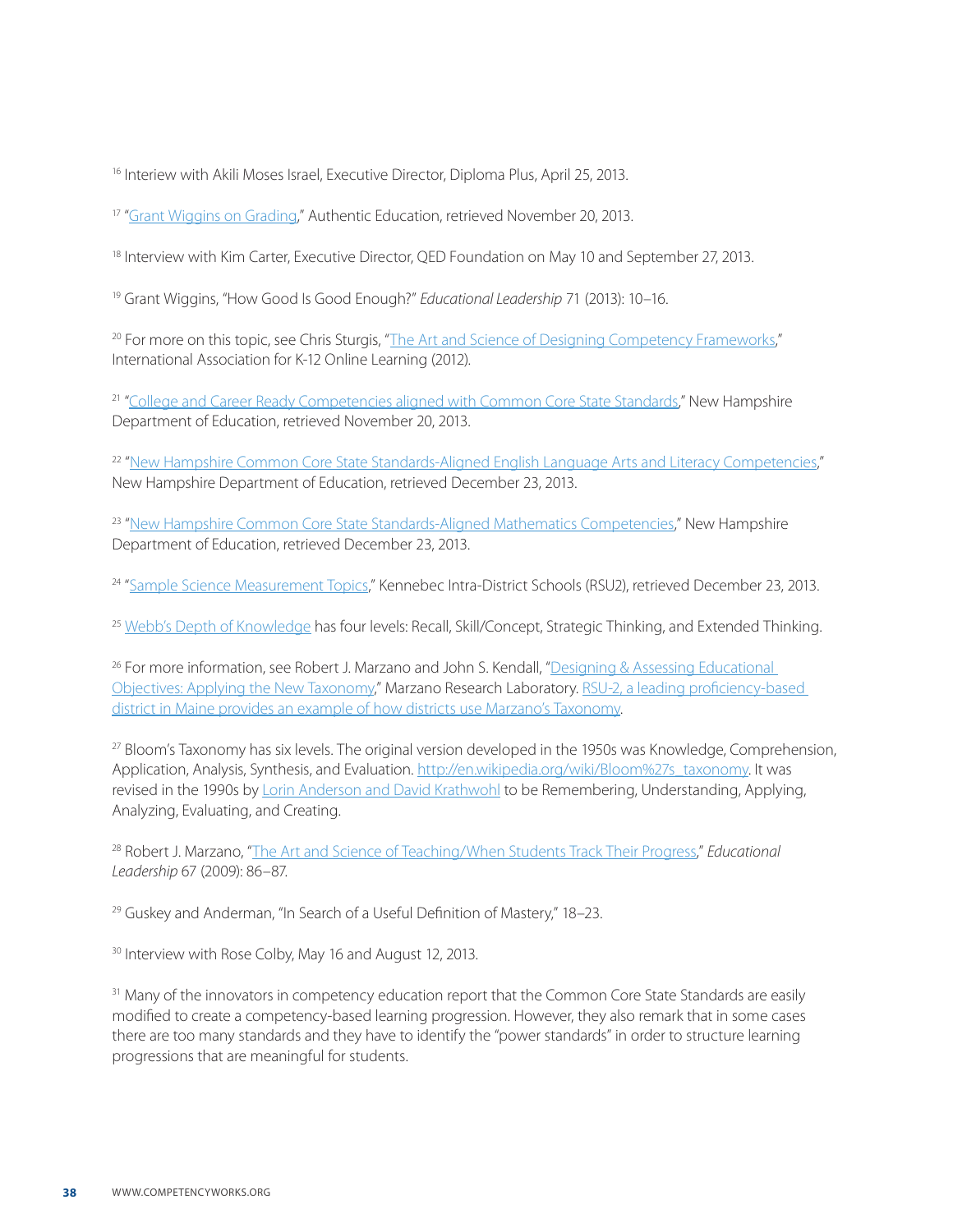[16] Interiew with Akili Moses Israel, Executive Director, Diploma Plus, April 25, 2013.

[17] "Grant Wiggins on Grading," Authentic Education, retrieved November 20, 2013.

[18] Interview with Kim Carter, Executive Director, QED Foundation on May 10 and September 27, 2013.

[19] Grant Wiggins, "How Good Is Good Enough?" *Educational Leadership* 71 (2013): 10–16.

[20] For more on this topic, see Chris Sturgis, "The Art and Science of Designing Competency Frameworks," International Association for K-12 Online Learning (2012).

[21] "College and Career Ready Competencies aligned with Common Core State Standards," New Hampshire Department of Education, retrieved November 20, 2013.

[22] "New Hampshire Common Core State Standards-Aligned English Language Arts and Literacy Competencies," New Hampshire Department of Education, retrieved December 23, 2013.

[23] "New Hampshire Common Core State Standards-Aligned Mathematics Competencies," New Hampshire Department of Education, retrieved December 23, 2013.

[24] "Sample Science Measurement Topics," Kennebec Intra-District Schools (RSU2), retrieved December 23, 2013.

[25] Webb's Depth of Knowledge has four levels: Recall, Skill/Concept, Strategic Thinking, and Extended Thinking.

[26] For more information, see Robert J. Marzano and John S. Kendall, "Designing & Assessing Educational Objectives: Applying the New Taxonomy," Marzano Research Laboratory. RSU-2, a leading proficiency-based district in Maine provides an example of how districts use Marzano's Taxonomy.

[27] Bloom's Taxonomy has six levels. The original version developed in the 1950s was Knowledge, Comprehension, Application, Analysis, Synthesis, and Evaluation. http://en.wikipedia.org/wiki/Bloom%27s_taxonomy. It was revised in the 1990s by Lorin Anderson and David Krathwohl to be Remembering, Understanding, Applying, Analyzing, Evaluating, and Creating.

[28] Robert J. Marzano, "The Art and Science of Teaching/When Students Track Their Progress," *Educational Leadership* 67 (2009): 86–87.

[29] Guskey and Anderman, "In Search of a Useful Definition of Mastery," 18–23.

[30] Interview with Rose Colby, May 16 and August 12, 2013.

[31] Many of the innovators in competency education report that the Common Core State Standards are easily modified to create a competency-based learning progression. However, they also remark that in some cases there are too many standards and they have to identify the "power standards" in order to structure learning progressions that are meaningful for students.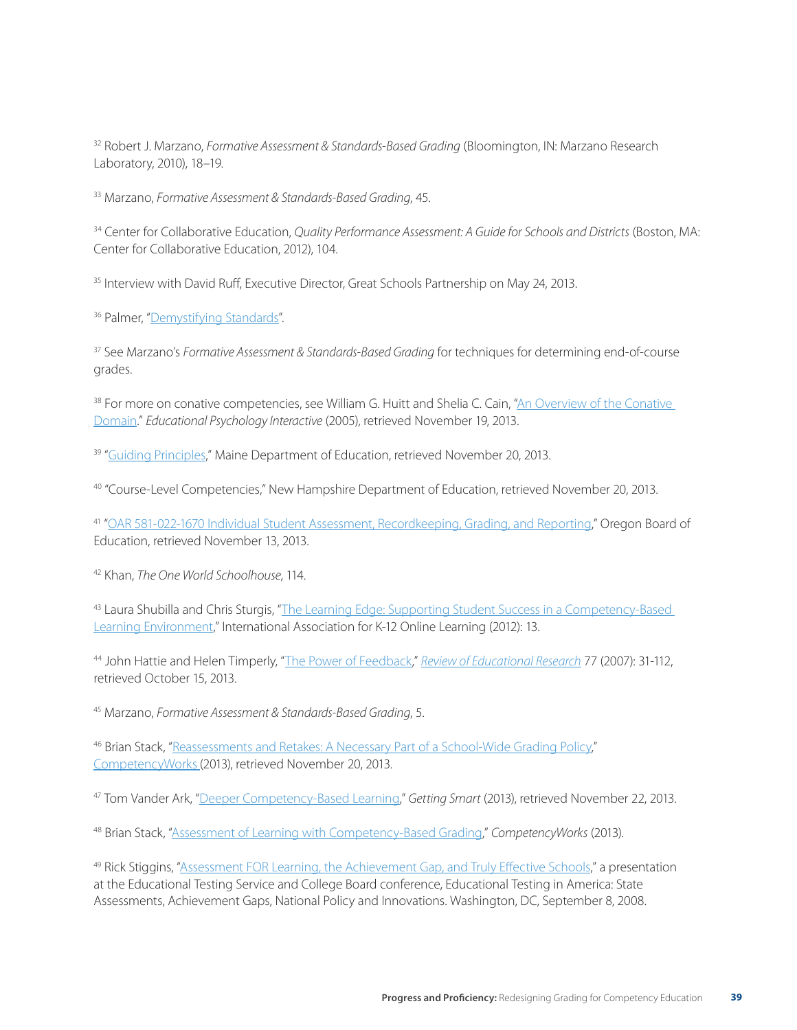[32] Robert J. Marzano, *Formative Assessment & Standards-Based Grading* (Bloomington, IN: Marzano Research Laboratory, 2010), 18–19.

[33] Marzano, *Formative Assessment & Standards-Based Grading*, 45.

[34] Center for Collaborative Education, *Quality Performance Assessment: A Guide for Schools and Districts* (Boston, MA: Center for Collaborative Education, 2012), 104.

[35] Interview with David Ruff, Executive Director, Great Schools Partnership on May 24, 2013.

[36] Palmer, "Demystifying Standards".

[37] See Marzano's *Formative Assessment & Standards-Based Grading* for techniques for determining end-of-course grades.

[38] For more on conative competencies, see William G. Huitt and Shelia C. Cain, "An Overview of the Conative Domain." *Educational Psychology Interactive* (2005), retrieved November 19, 2013.

[39] "Guiding Principles," Maine Department of Education, retrieved November 20, 2013.

[40] "Course-Level Competencies," New Hampshire Department of Education, retrieved November 20, 2013.

[41] "OAR 581-022-1670 Individual Student Assessment, Recordkeeping, Grading, and Reporting," Oregon Board of Education, retrieved November 13, 2013.

[42] Khan, *The One World Schoolhouse*, 114.

[43] Laura Shubilla and Chris Sturgis, "The Learning Edge: Supporting Student Success in a Competency-Based Learning Environment," International Association for K-12 Online Learning (2012): 13.

[44] John Hattie and Helen Timperly, "The Power of Feedback," *Review of Educational Research* 77 (2007): 31-112, retrieved October 15, 2013.

[45] Marzano, *Formative Assessment & Standards-Based Grading*, 5.

[46] Brian Stack, "Reassessments and Retakes: A Necessary Part of a School-Wide Grading Policy," CompetencyWorks (2013), retrieved November 20, 2013.

[47] Tom Vander Ark, "Deeper Competency-Based Learning," *Getting Smart* (2013), retrieved November 22, 2013.

[48] Brian Stack, "Assessment of Learning with Competency-Based Grading," *CompetencyWorks* (2013).

[49] Rick Stiggins, "Assessment FOR Learning, the Achievement Gap, and Truly Effective Schools," a presentation at the Educational Testing Service and College Board conference, Educational Testing in America: State Assessments, Achievement Gaps, National Policy and Innovations. Washington, DC, September 8, 2008.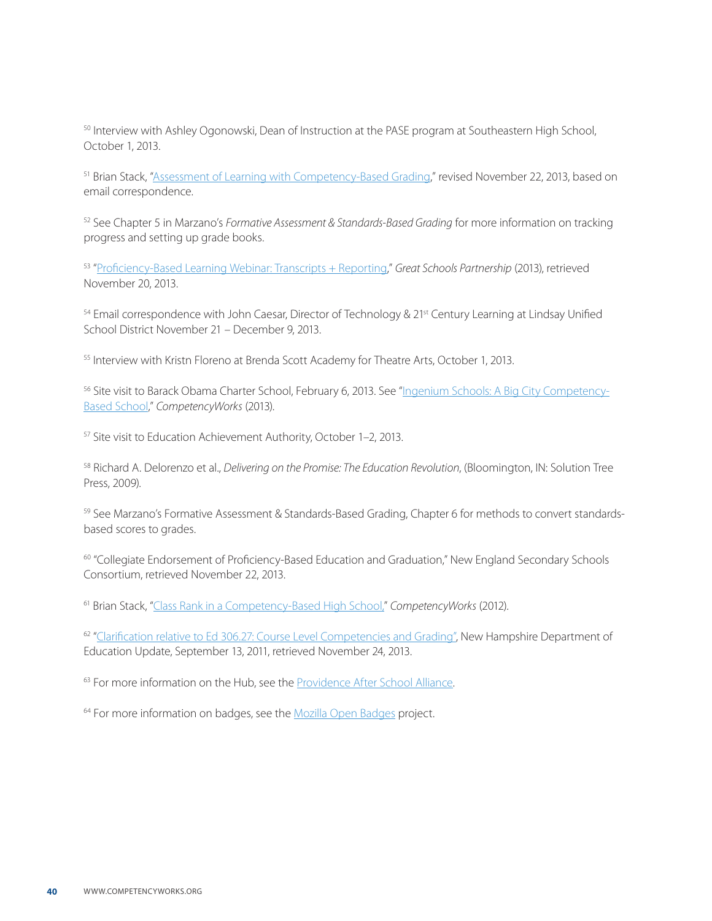[50] Interview with Ashley Ogonowski, Dean of Instruction at the PASE program at Southeastern High School, October 1, 2013.

[51] Brian Stack, "Assessment of Learning with Competency-Based Grading," revised November 22, 2013, based on email correspondence.

[52] See Chapter 5 in Marzano's *Formative Assessment & Standards-Based Grading* for more information on tracking progress and setting up grade books.

[53] "Proficiency-Based Learning Webinar: Transcripts + Reporting," *Great Schools Partnership* (2013), retrieved November 20, 2013.

[54] Email correspondence with John Caesar, Director of Technology & 21st Century Learning at Lindsay Unified School District November 21 – December 9, 2013.

[55] Interview with Kristn Floreno at Brenda Scott Academy for Theatre Arts, October 1, 2013.

[56] Site visit to Barack Obama Charter School, February 6, 2013. See "Ingenium Schools: A Big City Competency-Based School," *CompetencyWorks* (2013).

[57] Site visit to Education Achievement Authority, October 1–2, 2013.

[58] Richard A. Delorenzo et al., *Delivering on the Promise: The Education Revolution*, (Bloomington, IN: Solution Tree Press, 2009).

[59] See Marzano's Formative Assessment & Standards-Based Grading, Chapter 6 for methods to convert standards-based scores to grades.

[60] "Collegiate Endorsement of Proficiency-Based Education and Graduation," New England Secondary Schools Consortium, retrieved November 22, 2013.

[61] Brian Stack, "Class Rank in a Competency-Based High School," *CompetencyWorks* (2012).

[62] "Clarification relative to Ed 306.27: Course Level Competencies and Grading", New Hampshire Department of Education Update, September 13, 2011, retrieved November 24, 2013.

[63] For more information on the Hub, see the Providence After School Alliance.

[64] For more information on badges, see the Mozilla Open Badges project.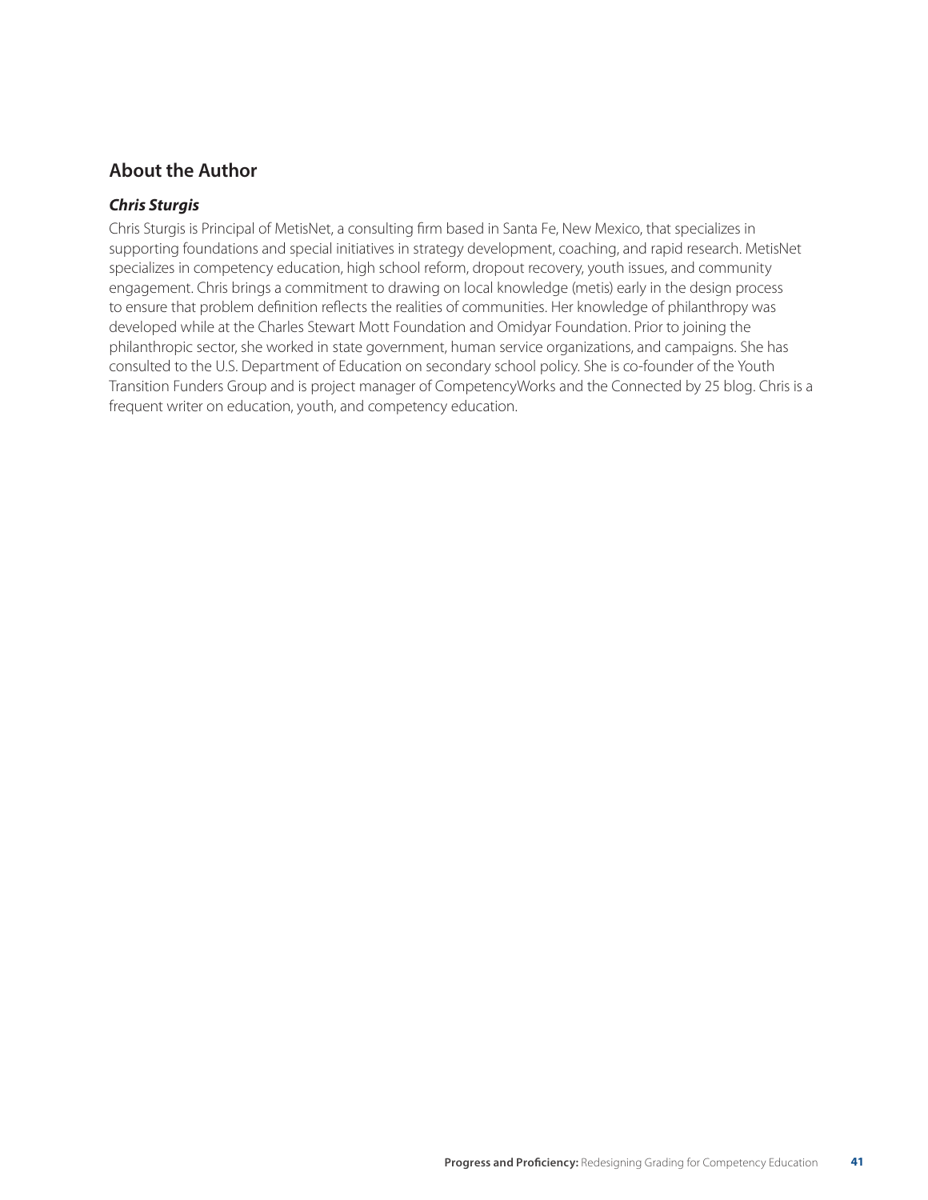## About the Author

***Chris Sturgis***

Chris Sturgis is Principal of MetisNet, a consulting firm based in Santa Fe, New Mexico, that specializes in supporting foundations and special initiatives in strategy development, coaching, and rapid research. MetisNet specializes in competency education, high school reform, dropout recovery, youth issues, and community engagement. Chris brings a commitment to drawing on local knowledge (metis) early in the design process to ensure that problem definition reflects the realities of communities. Her knowledge of philanthropy was developed while at the Charles Stewart Mott Foundation and Omidyar Foundation. Prior to joining the philanthropic sector, she worked in state government, human service organizations, and campaigns. She has consulted to the U.S. Department of Education on secondary school policy. She is co-founder of the Youth Transition Funders Group and is project manager of CompetencyWorks and the Connected by 25 blog. Chris is a frequent writer on education, youth, and competency education.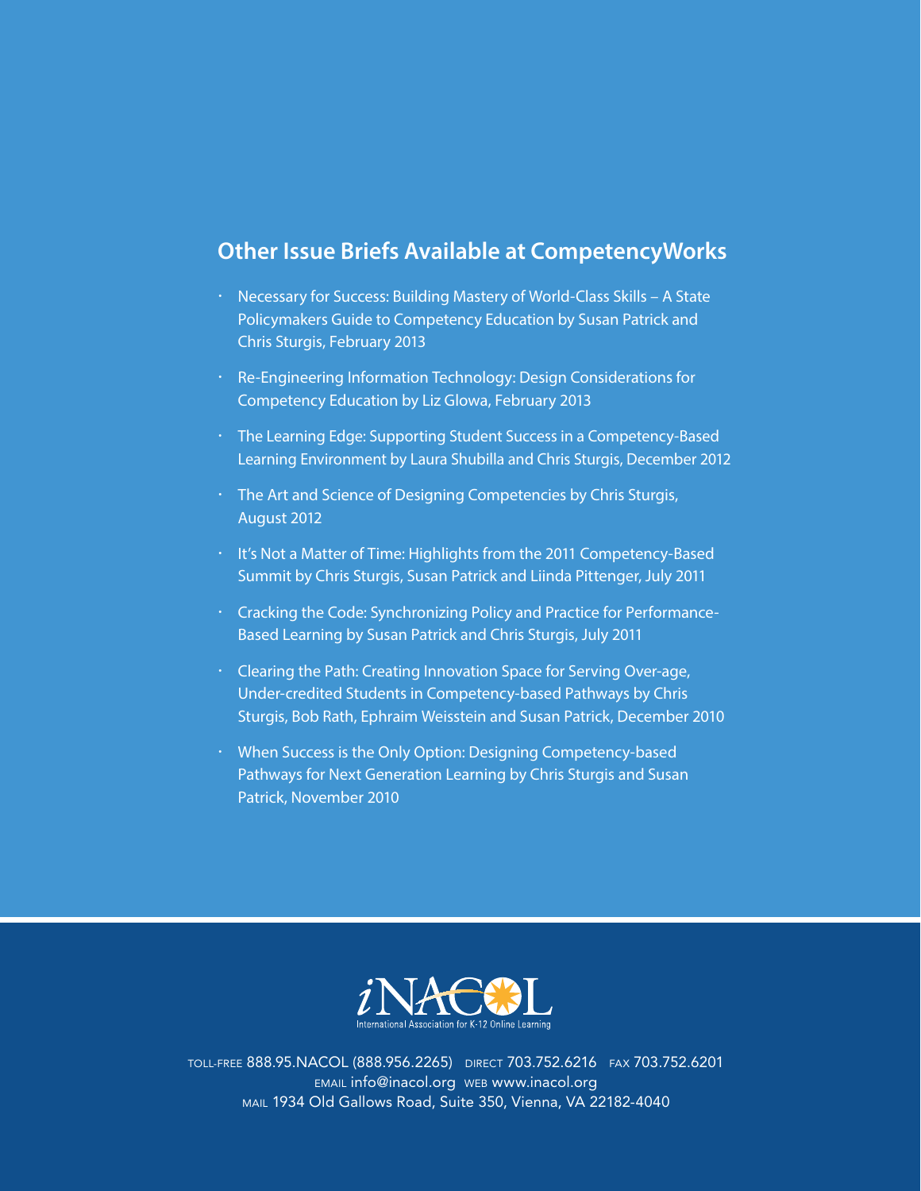## Other Issue Briefs Available at CompetencyWorks

- Necessary for Success: Building Mastery of World-Class Skills – A State Policymakers Guide to Competency Education by Susan Patrick and Chris Sturgis, February 2013
- Re-Engineering Information Technology: Design Considerations for Competency Education by Liz Glowa, February 2013
- The Learning Edge: Supporting Student Success in a Competency-Based Learning Environment by Laura Shubilla and Chris Sturgis, December 2012
- The Art and Science of Designing Competencies by Chris Sturgis, August 2012
- It's Not a Matter of Time: Highlights from the 2011 Competency-Based Summit by Chris Sturgis, Susan Patrick and Liinda Pittenger, July 2011
- Cracking the Code: Synchronizing Policy and Practice for Performance-Based Learning by Susan Patrick and Chris Sturgis, July 2011
- Clearing the Path: Creating Innovation Space for Serving Over-age, Under-credited Students in Competency-based Pathways by Chris Sturgis, Bob Rath, Ephraim Weisstein and Susan Patrick, December 2010
- When Success is the Only Option: Designing Competency-based Pathways for Next Generation Learning by Chris Sturgis and Susan Patrick, November 2010

iNACOL
International Association for K-12 Online Learning

TOLL-FREE 888.95.NACOL (888.956.2265) DIRECT 703.752.6216 FAX 703.752.6201
EMAIL info@inacol.org WEB www.inacol.org
MAIL 1934 Old Gallows Road, Suite 350, Vienna, VA 22182-4040